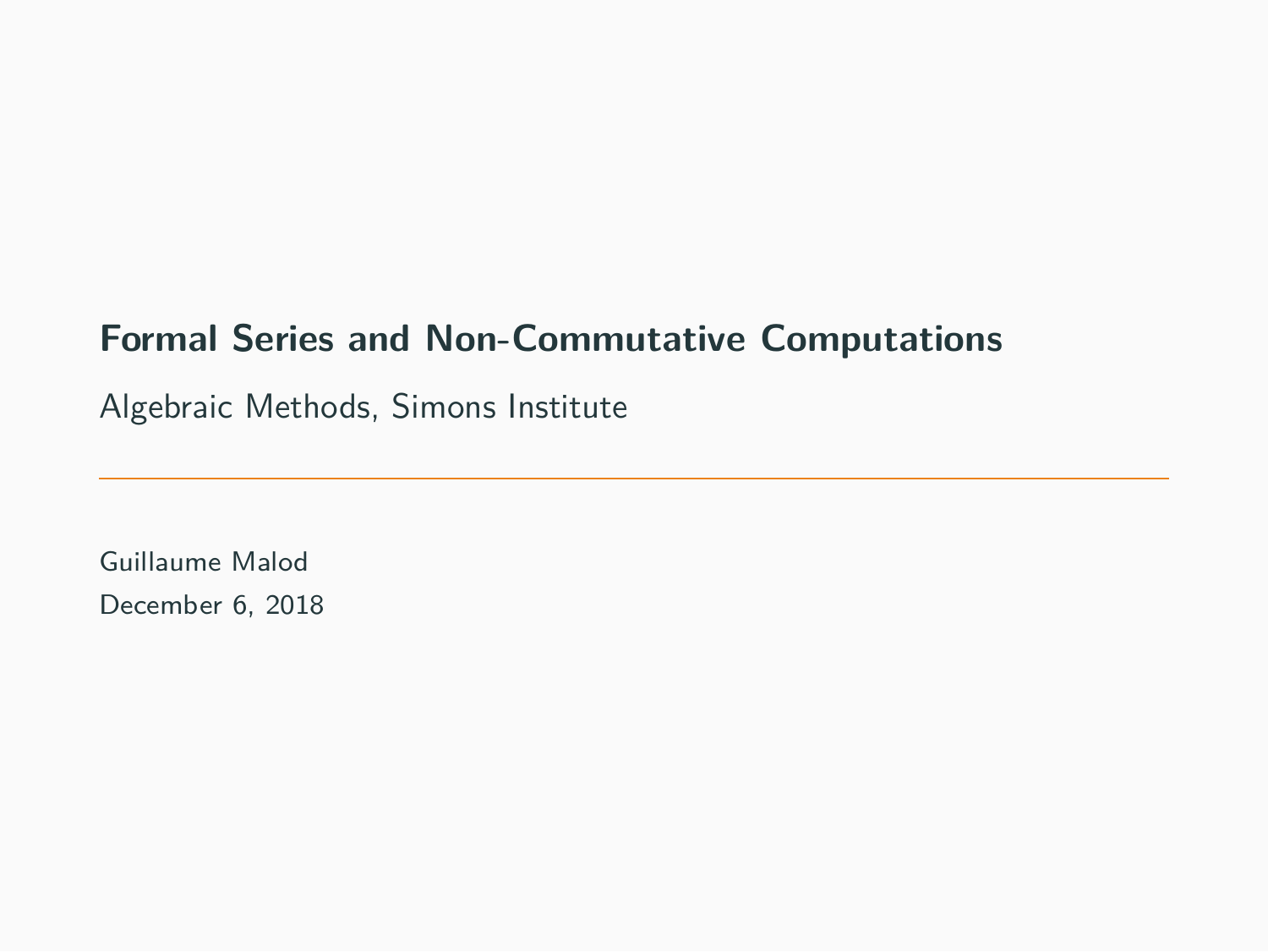# Formal Series and Non-Commutative Computations

Algebraic Methods, Simons Institute

---

Guillaume Malod

December 6, 2018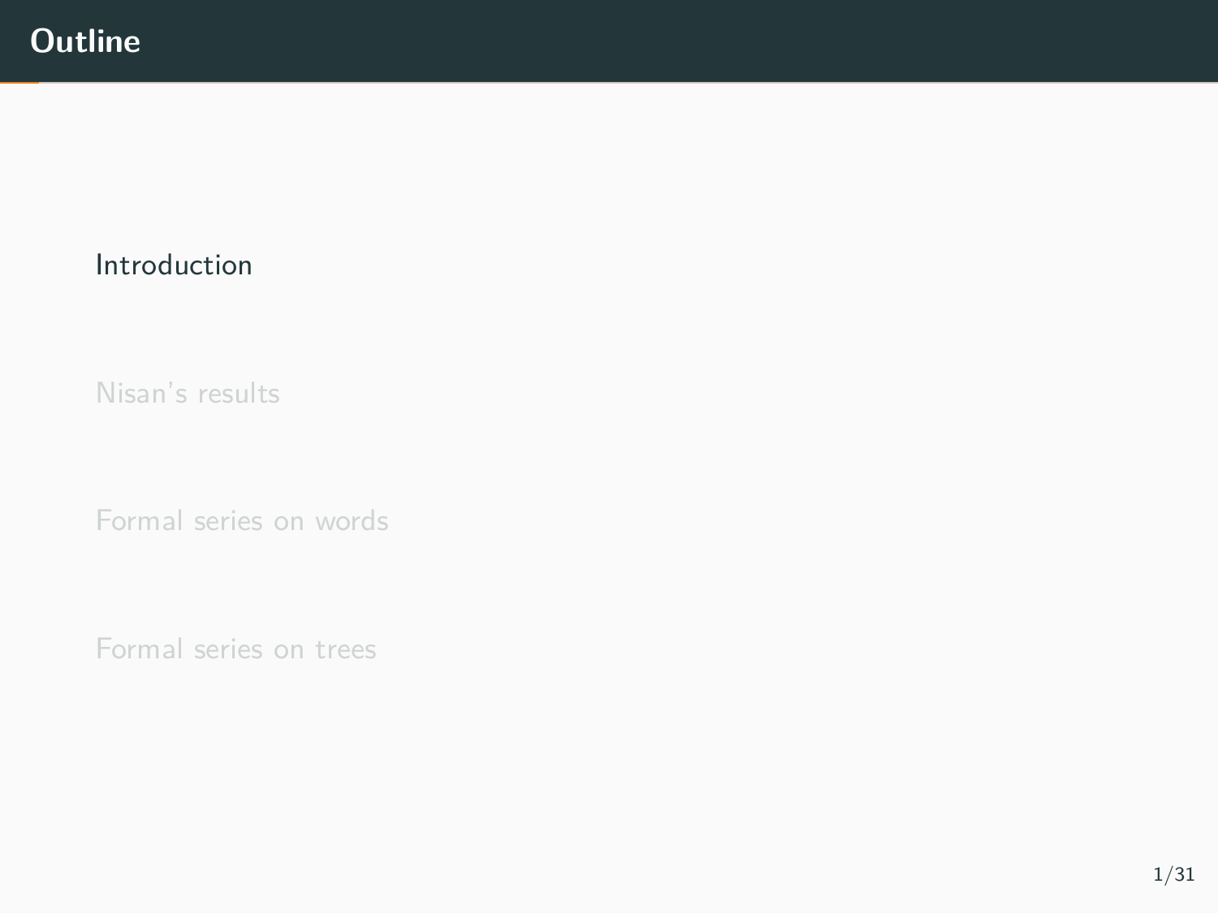# Outline

- Introduction
- Nisan's results
- Formal series on words
- Formal series on trees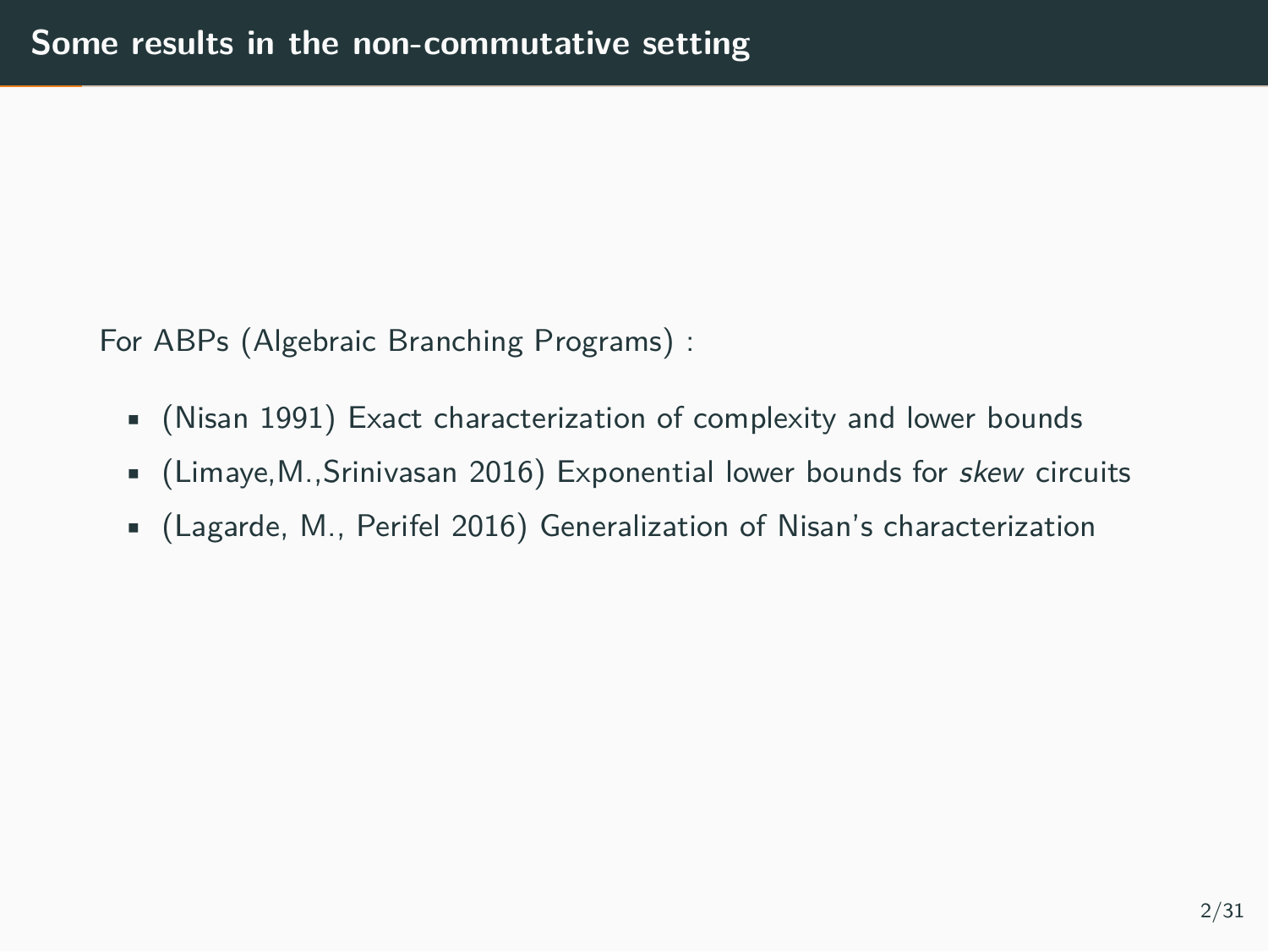# Some results in the non-commutative setting

For ABPs (Algebraic Branching Programs) :

- (Nisan 1991) Exact characterization of complexity and lower bounds
- (Limaye,M.,Srinivasan 2016) Exponential lower bounds for *skew* circuits
- (Lagarde, M., Perifel 2016) Generalization of Nisan's characterization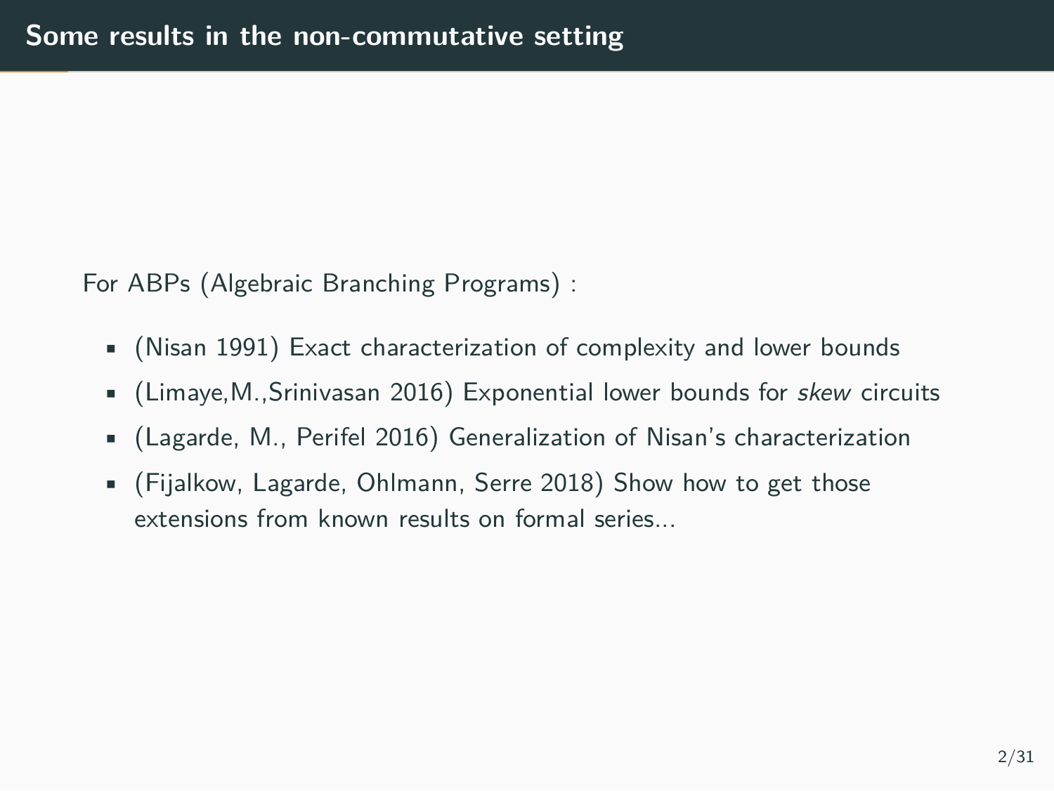# Some results in the non-commutative setting

For ABPs (Algebraic Branching Programs) :

- (Nisan 1991) Exact characterization of complexity and lower bounds
- (Limaye,M.,Srinivasan 2016) Exponential lower bounds for *skew* circuits
- (Lagarde, M., Perifel 2016) Generalization of Nisan's characterization
- (Fijalkow, Lagarde, Ohlmann, Serre 2018) Show how to get those extensions from known results on formal series...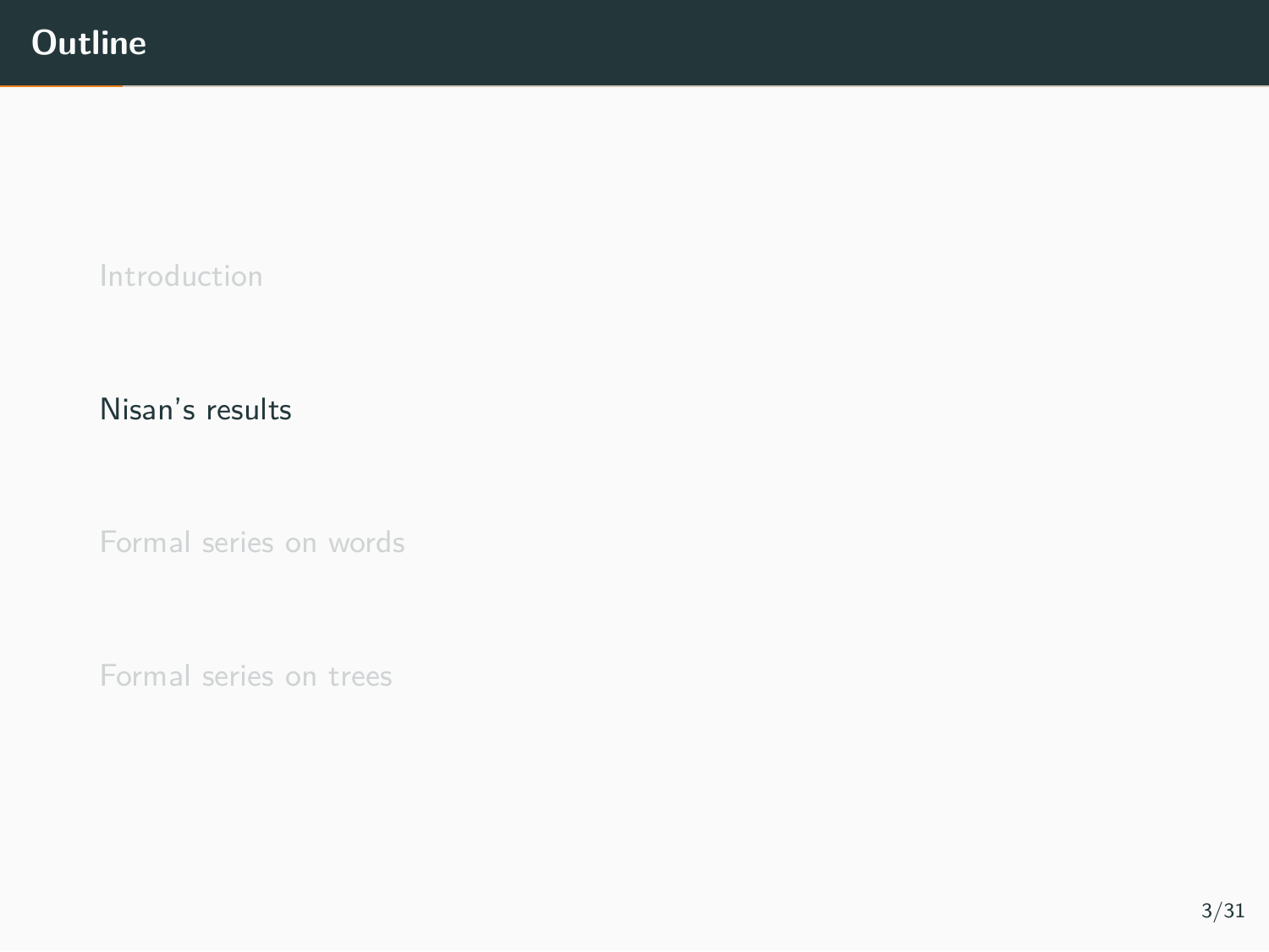# Outline

Introduction

Nisan's results

Formal series on words

Formal series on trees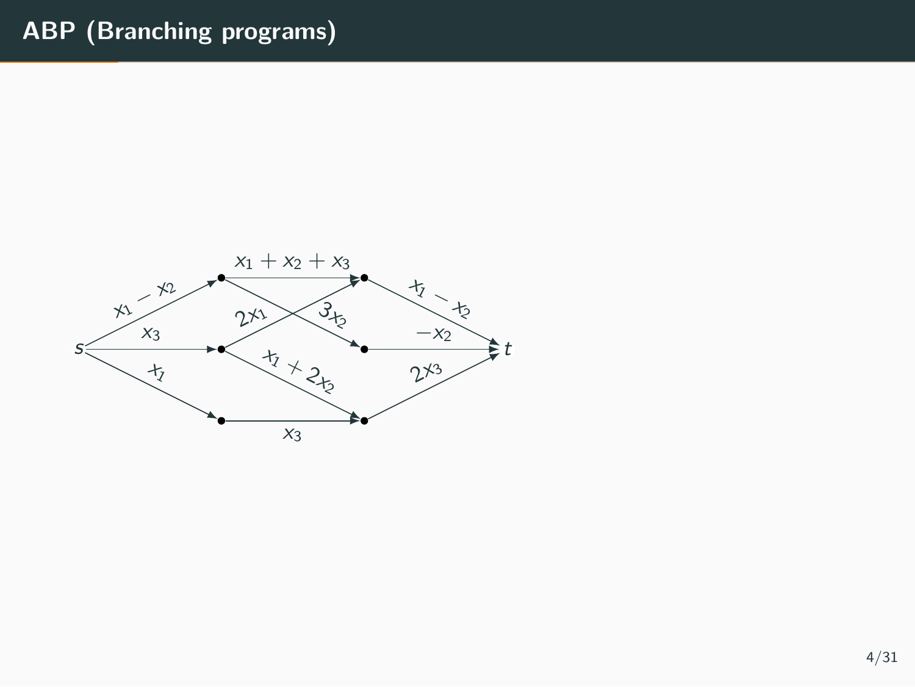# ABP (Branching programs)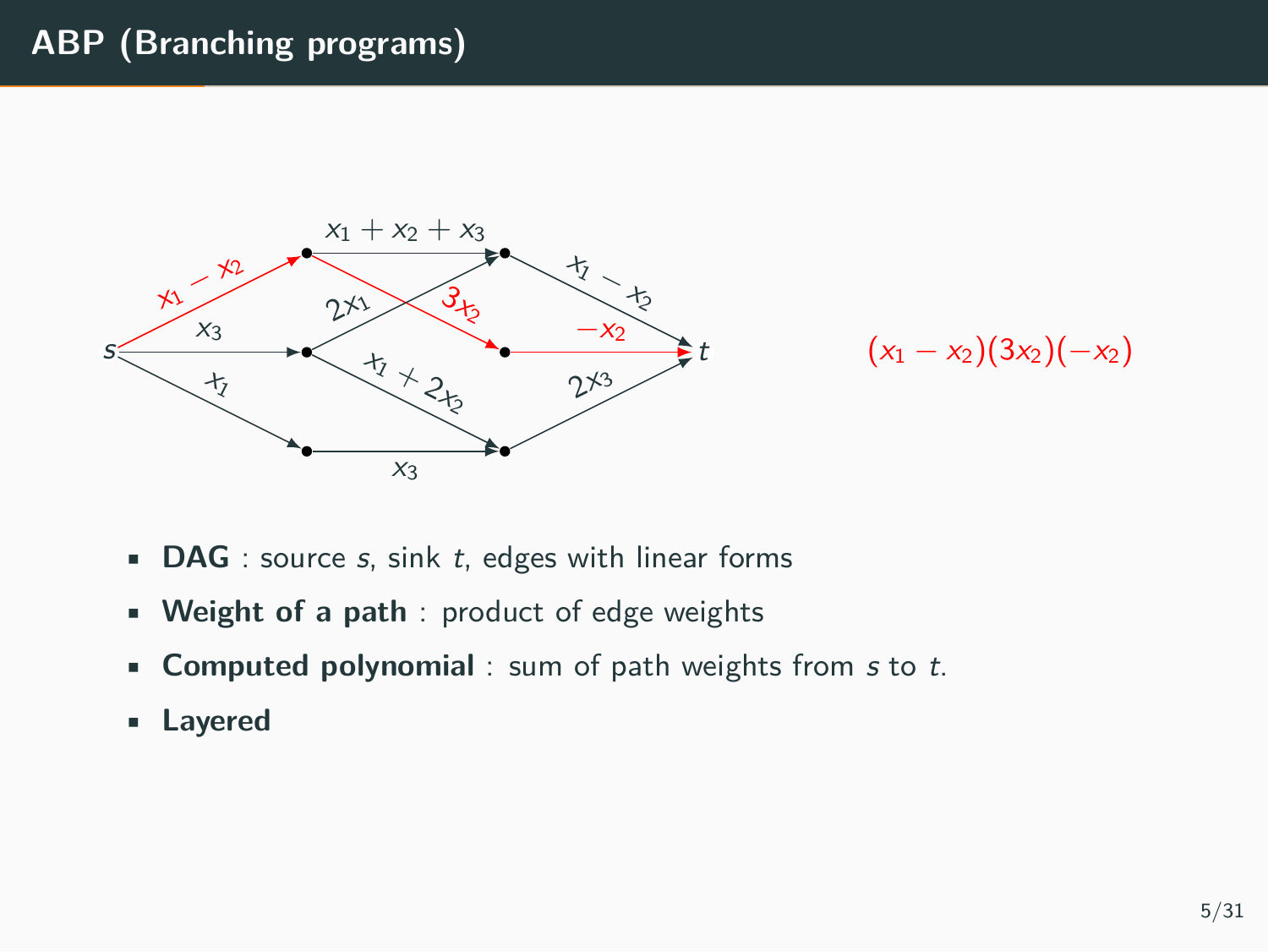## ABP (Branching programs)

$$(x_1 - x_2)(3x_2)(-x_2)$$

- **DAG** : source $s$, sink $t$, edges with linear forms
- **Weight of a path** : product of edge weights
- **Computed polynomial** : sum of path weights from $s$ to $t$.
- **Layered**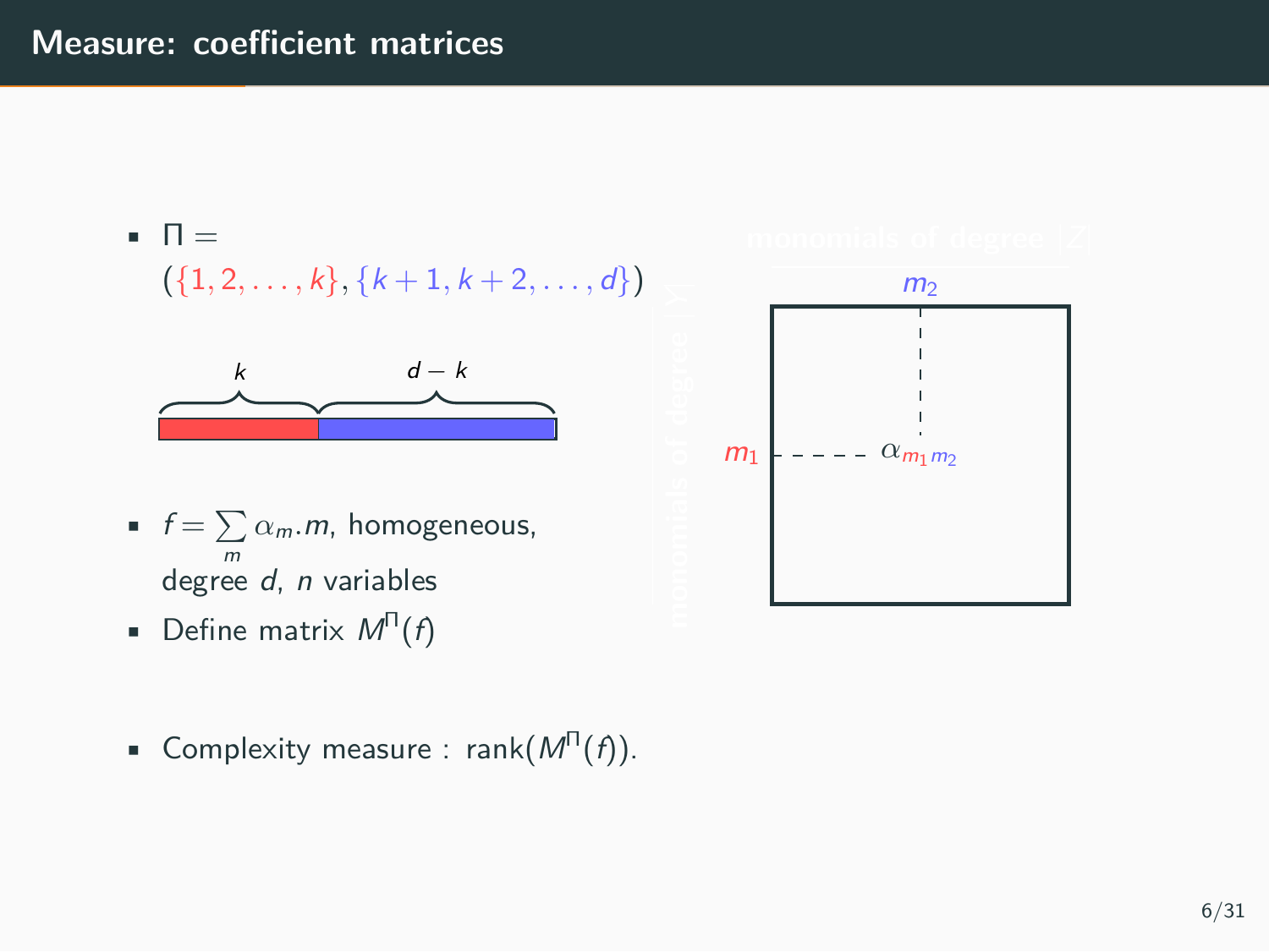## Measure: coefficient matrices

- $\Pi = (\{1, 2, \ldots, k\}, \{k+1, k+2, \ldots, d\})$

$k$ $\quad d-k$

- $f = \sum_{m} \alpha_m . m$, homogeneous, degree $d$, $n$ variables
- Define matrix $M^{\Pi}(f)$

$m_2$

$m_1$ $\alpha_{m_1 m_2}$

- Complexity measure : $\text{rank}(M^{\Pi}(f))$.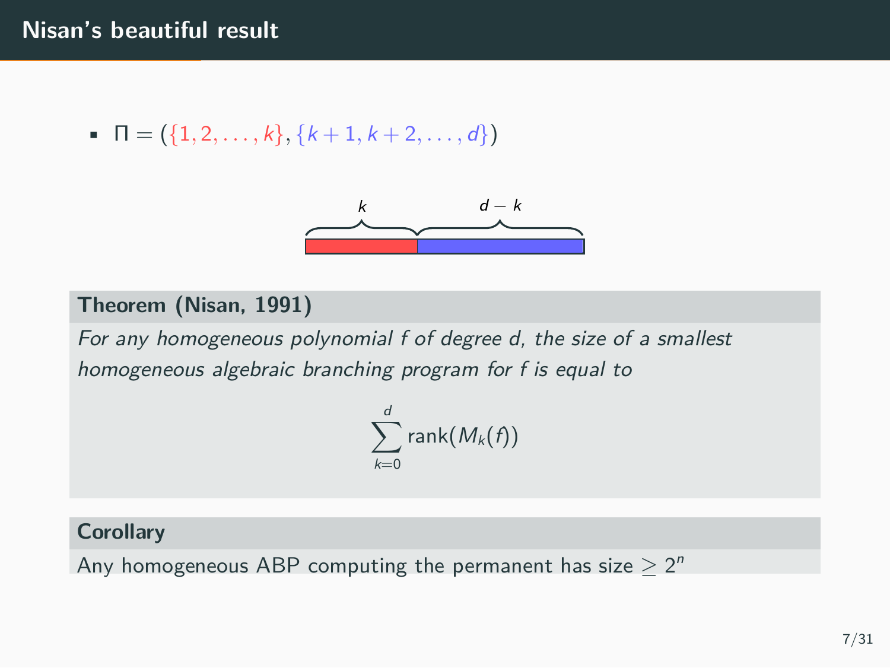# Nisan's beautiful result

- $\Pi = (\{1, 2, \ldots, k\}, \{k+1, k+2, \ldots, d\})$

$k$ $\quad$ $d - k$

**Theorem (Nisan, 1991)**

*For any homogeneous polynomial f of degree d, the size of a smallest homogeneous algebraic branching program for f is equal to*

$$\sum_{k=0}^{d} \text{rank}(M_k(f))$$

**Corollary**

Any homogeneous ABP computing the permanent has size $\geq 2^n$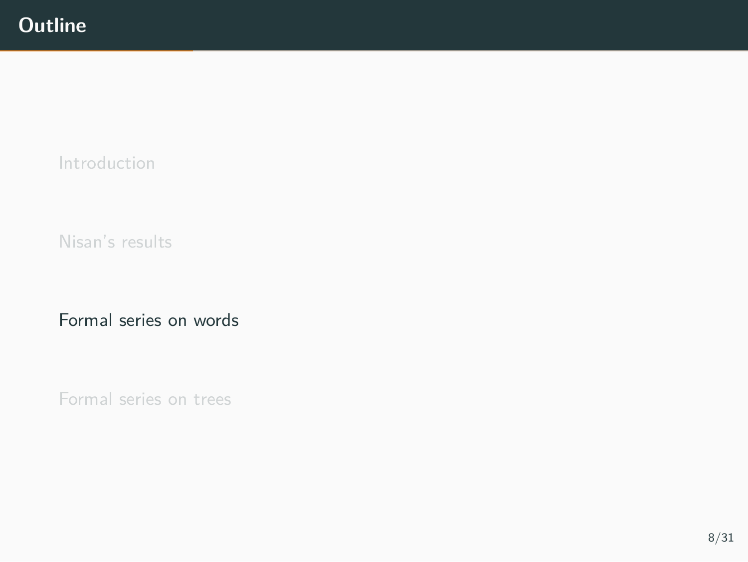# Outline

Introduction

Nisan's results

Formal series on words

Formal series on trees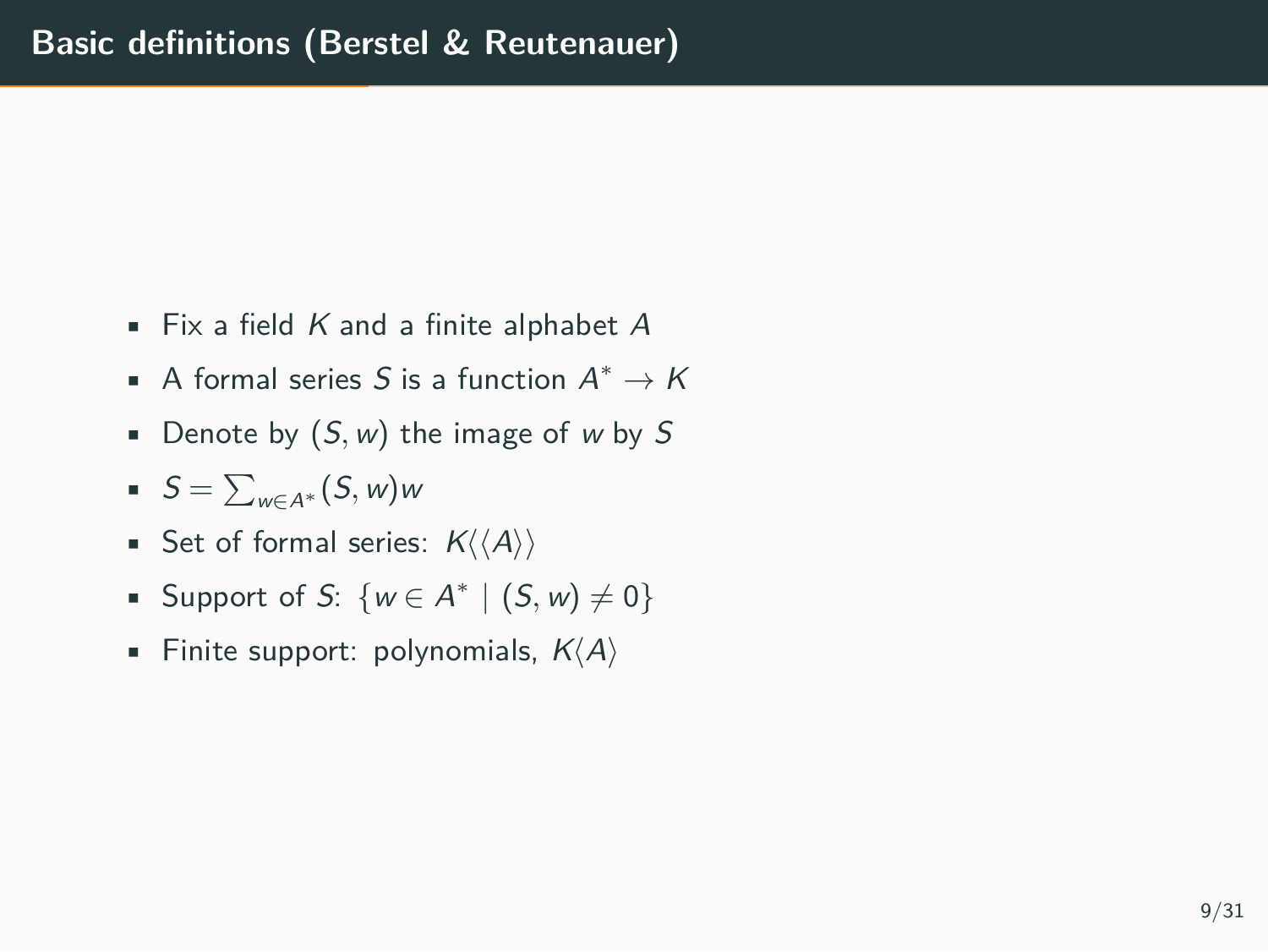# Basic definitions (Berstel & Reutenauer)

- Fix a field $K$ and a finite alphabet $A$
- A formal series $S$ is a function $A^* \to K$
- Denote by $(S, w)$ the image of $w$ by $S$
- $S = \sum_{w \in A^*} (S, w) w$
- Set of formal series: $K\langle\langle A \rangle\rangle$
- Support of $S$: $\{w \in A^* \mid (S, w) \neq 0\}$
- Finite support: polynomials, $K\langle A \rangle$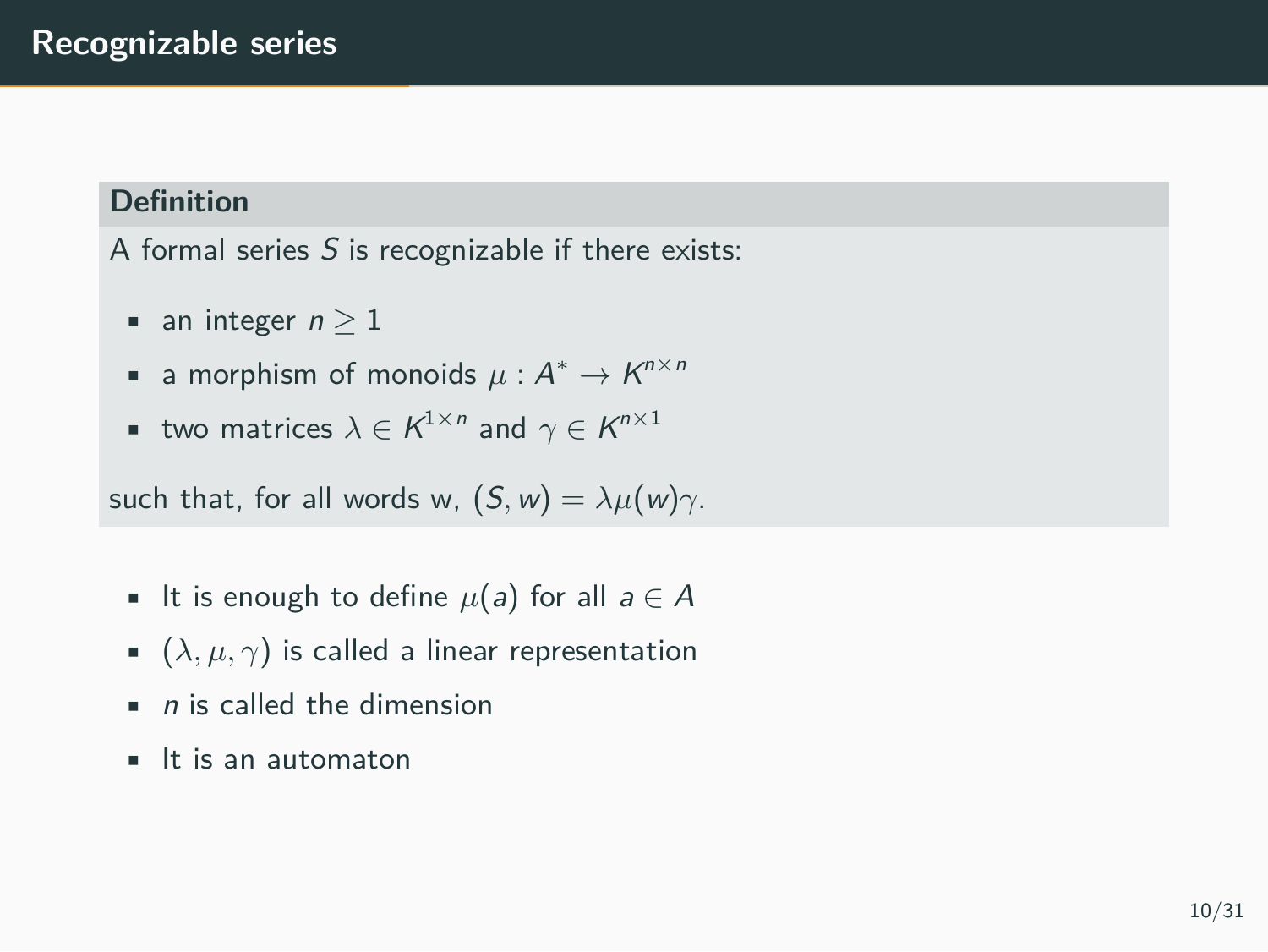# Recognizable series

**Definition**

A formal series $S$ is recognizable if there exists:

- an integer $n \geq 1$
- a morphism of monoids $\mu : A^* \to K^{n\times n}$
- two matrices $\lambda \in K^{1\times n}$ and $\gamma \in K^{n\times 1}$

such that, for all words w, $(S, w) = \lambda\mu(w)\gamma$.

- It is enough to define $\mu(a)$ for all $a \in A$
- $(\lambda, \mu, \gamma)$ is called a linear representation
- $n$ is called the dimension
- It is an automaton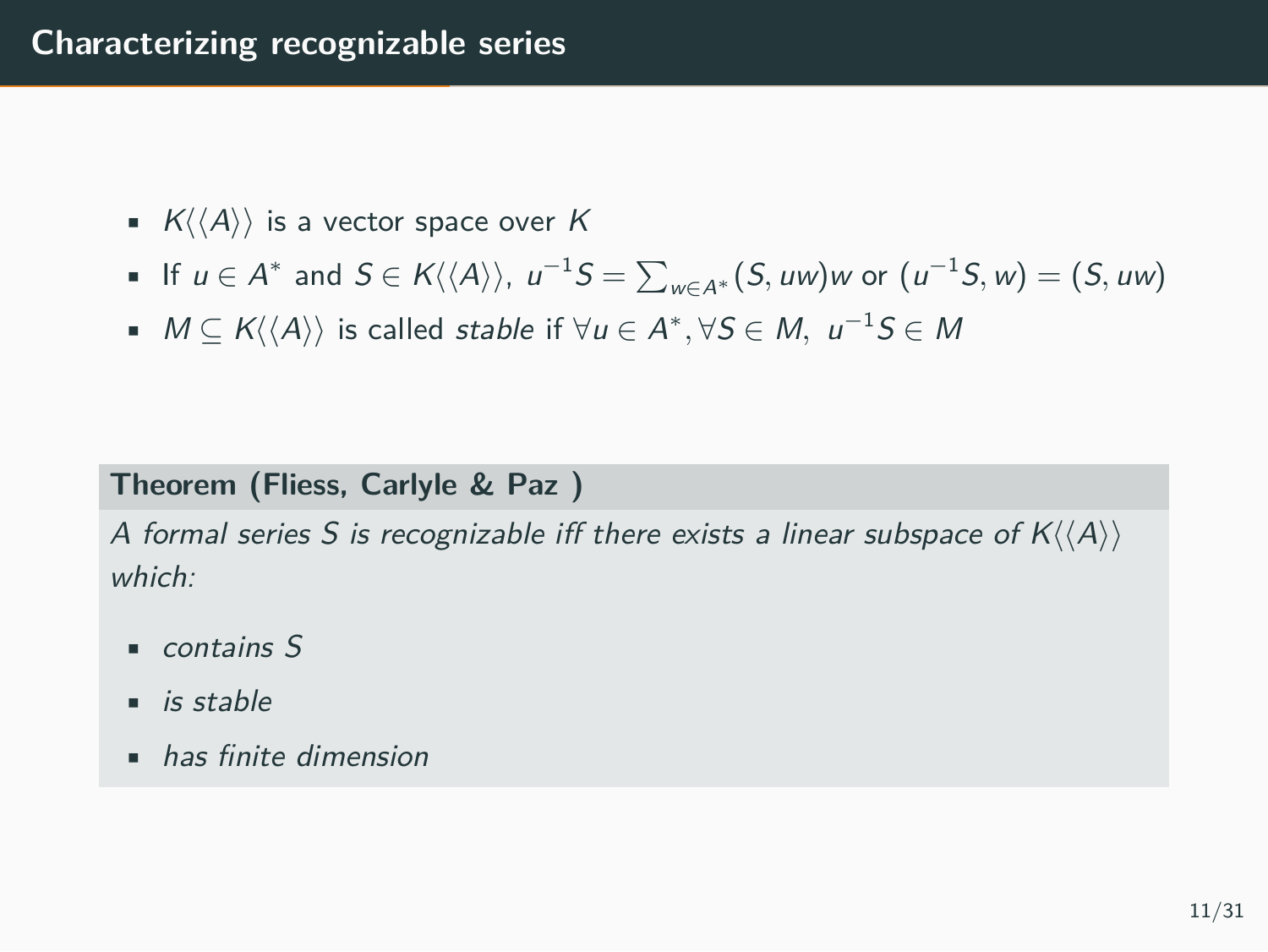# Characterizing recognizable series

- $K\langle\langle A\rangle\rangle$ is a vector space over $K$
- If $u \in A^*$ and $S \in K\langle\langle A\rangle\rangle$, $u^{-1}S = \sum_{w \in A^*}(S, uw)w$ or $(u^{-1}S, w) = (S, uw)$
- $M \subseteq K\langle\langle A\rangle\rangle$ is called *stable* if $\forall u \in A^*, \forall S \in M,\ u^{-1}S \in M$

**Theorem (Fliess, Carlyle & Paz )**

*A formal series $S$ is recognizable iff there exists a linear subspace of $K\langle\langle A\rangle\rangle$ which:*

- *contains $S$*
- *is stable*
- *has finite dimension*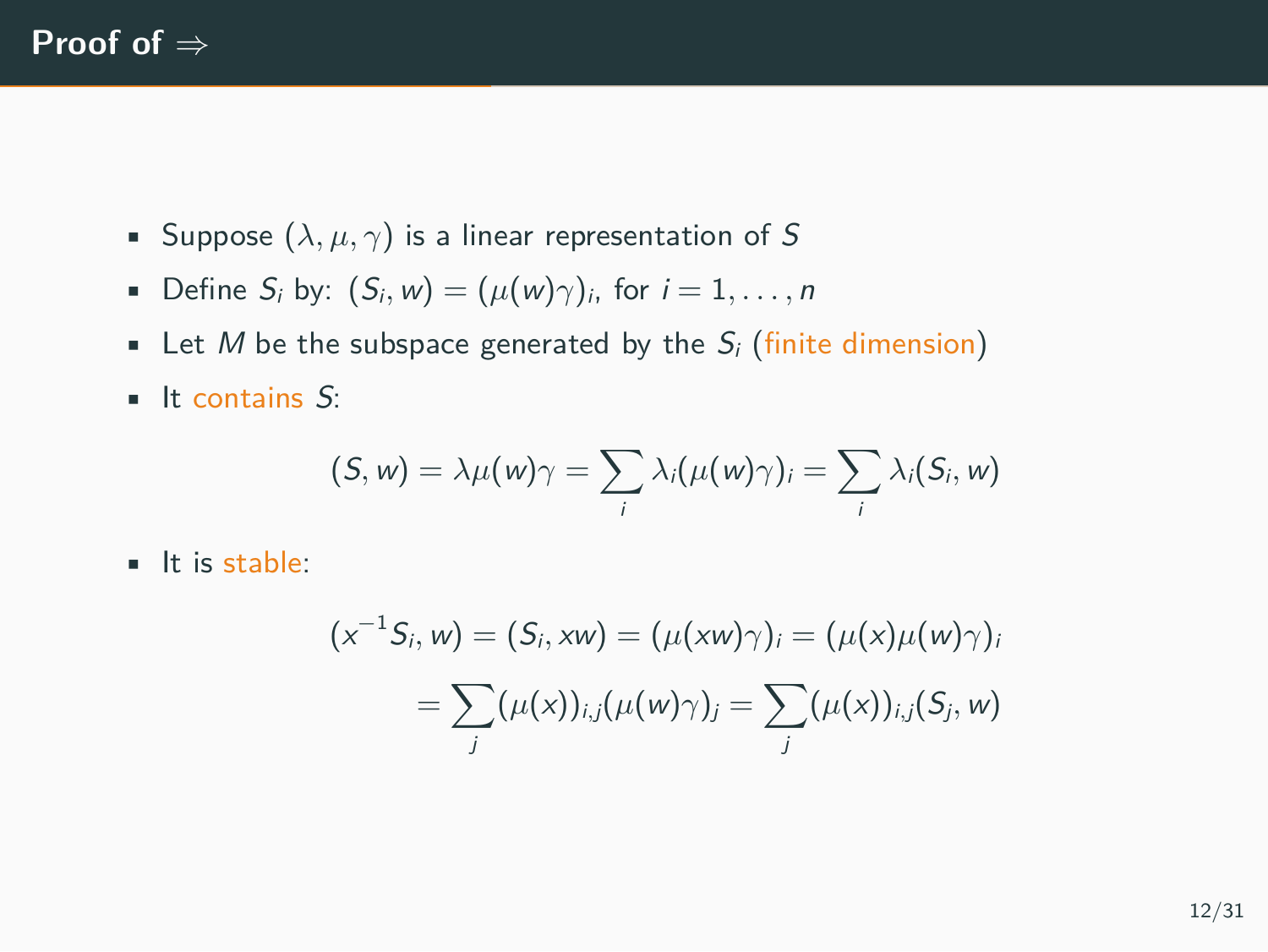# Proof of $\Rightarrow$

- Suppose $(\lambda, \mu, \gamma)$ is a linear representation of $S$
- Define $S_i$ by: $(S_i, w) = (\mu(w)\gamma)_i$, for $i = 1, \ldots, n$
- Let $M$ be the subspace generated by the $S_i$ (finite dimension)
- It contains $S$:

$$(S, w) = \lambda\mu(w)\gamma = \sum_i \lambda_i(\mu(w)\gamma)_i = \sum_i \lambda_i(S_i, w)$$

- It is stable:

$$(x^{-1}S_i, w) = (S_i, xw) = (\mu(xw)\gamma)_i = (\mu(x)\mu(w)\gamma)_i$$

$$= \sum_j (\mu(x))_{i,j}(\mu(w)\gamma)_j = \sum_j (\mu(x))_{i,j}(S_j, w)$$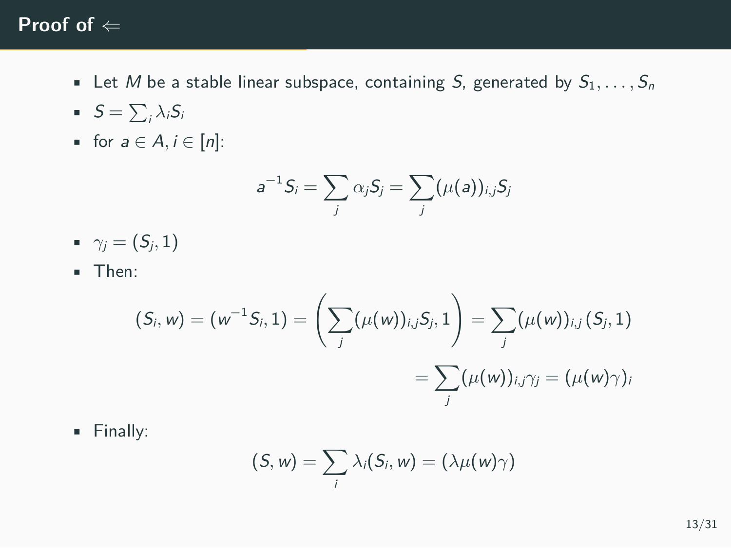# Proof of $\Leftarrow$

- Let $M$ be a stable linear subspace, containing $S$, generated by $S_1, \ldots, S_n$
- $S = \sum_i \lambda_i S_i$
- for $a \in A, i \in [n]$:

$$a^{-1}S_i = \sum_j \alpha_j S_j = \sum_j (\mu(a))_{i,j} S_j$$

- $\gamma_j = (S_j, 1)$
- Then:

$$(S_i, w) = (w^{-1}S_i, 1) = \left(\sum_j (\mu(w))_{i,j} S_j, 1\right) = \sum_j (\mu(w))_{i,j} (S_j, 1)$$

$$= \sum_j (\mu(w))_{i,j} \gamma_j = (\mu(w)\gamma)_i$$

- Finally:

$$(S, w) = \sum_i \lambda_i (S_i, w) = (\lambda \mu(w) \gamma)$$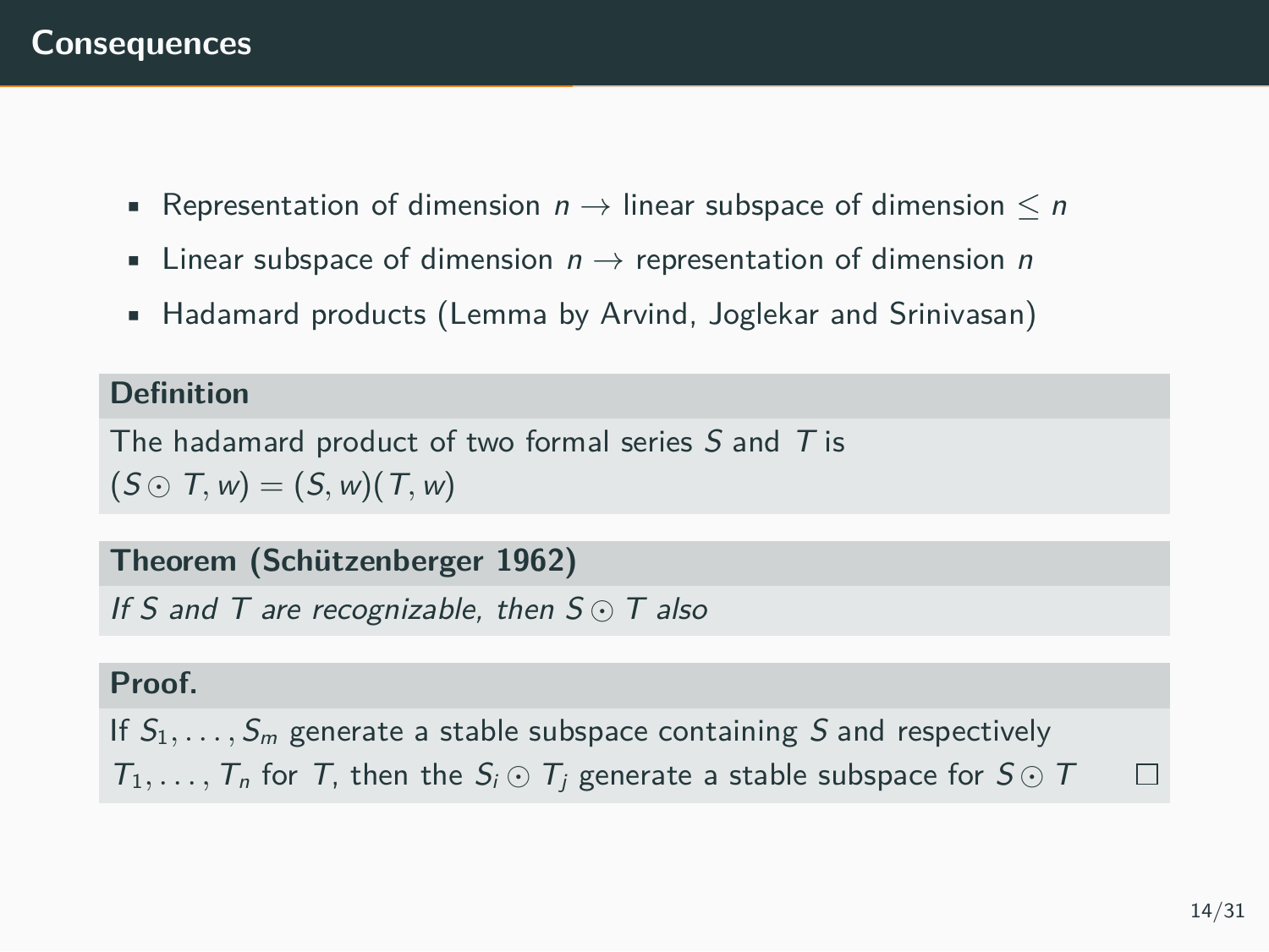# Consequences

- Representation of dimension $n \to$ linear subspace of dimension $\leq n$
- Linear subspace of dimension $n \to$ representation of dimension $n$
- Hadamard products (Lemma by Arvind, Joglekar and Srinivasan)

**Definition**

The hadamard product of two formal series $S$ and $T$ is $(S \odot T, w) = (S, w)(T, w)$

**Theorem (Schützenberger 1962)**

*If $S$ and $T$ are recognizable, then $S \odot T$ also*

**Proof.**

If $S_1, \ldots, S_m$ generate a stable subspace containing $S$ and respectively $T_1, \ldots, T_n$ for $T$, then the $S_i \odot T_j$ generate a stable subspace for $S \odot T$ □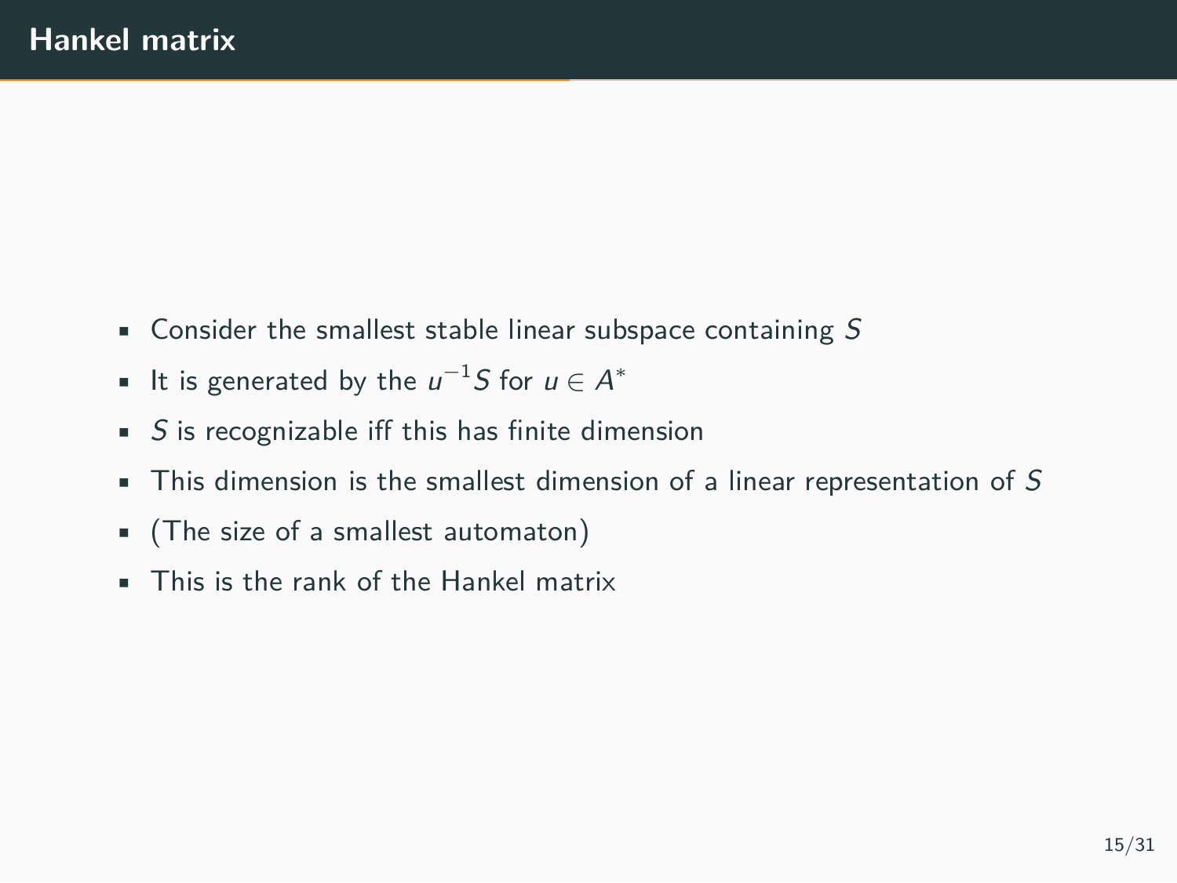# Hankel matrix

- Consider the smallest stable linear subspace containing $S$
- It is generated by the $u^{-1}S$ for $u \in A^*$
- $S$ is recognizable iff this has finite dimension
- This dimension is the smallest dimension of a linear representation of $S$
- (The size of a smallest automaton)
- This is the rank of the Hankel matrix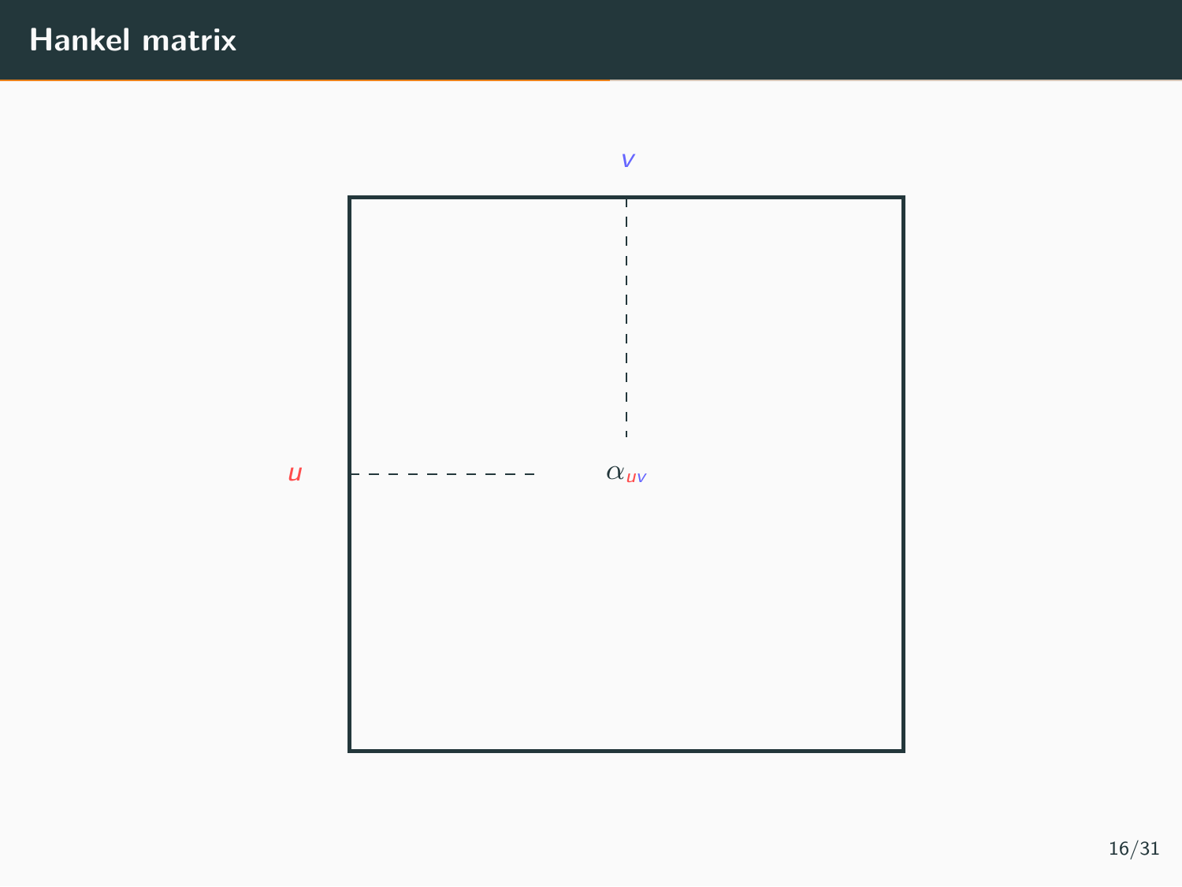# Hankel matrix

$v$

$u$

$\alpha_{uv}$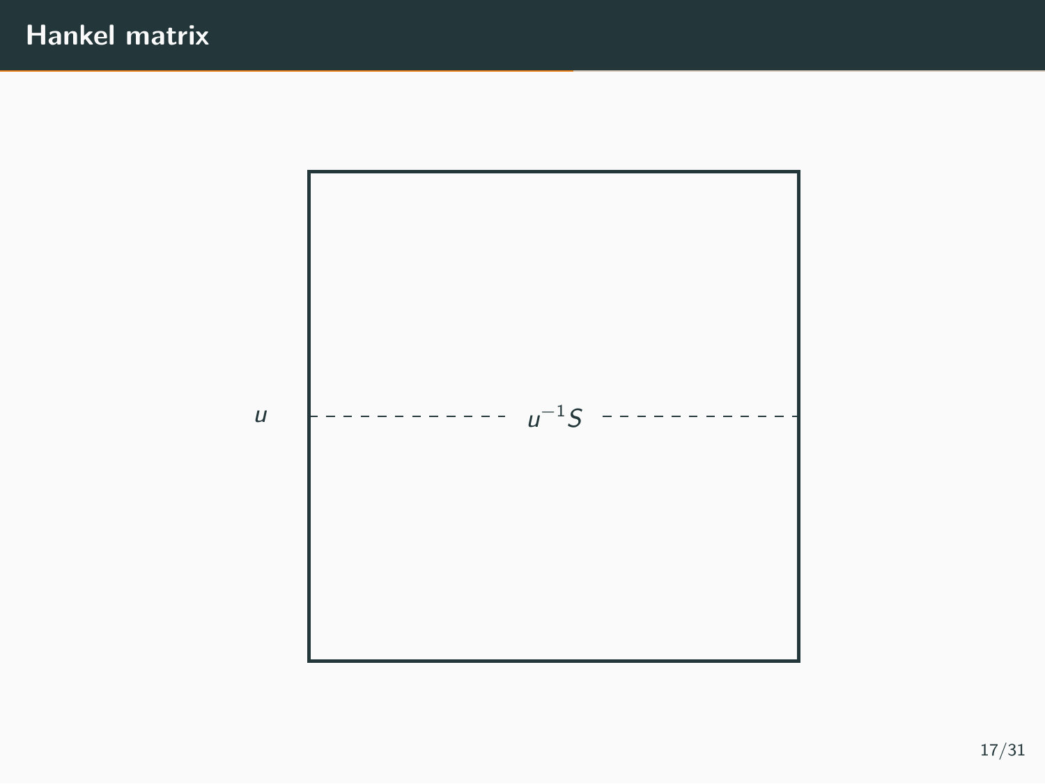# Hankel matrix

$u$ $u^{-1}S$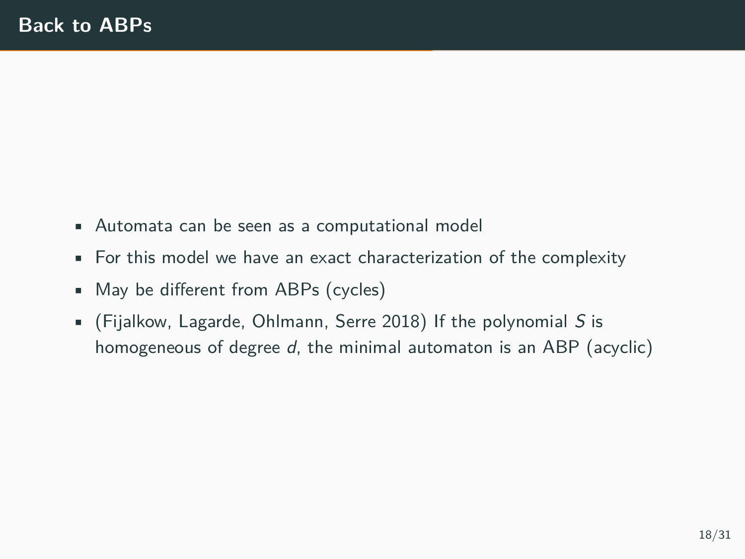# Back to ABPs

- Automata can be seen as a computational model
- For this model we have an exact characterization of the complexity
- May be different from ABPs (cycles)
- (Fijalkow, Lagarde, Ohlmann, Serre 2018) If the polynomial $S$ is homogeneous of degree $d$, the minimal automaton is an ABP (acyclic)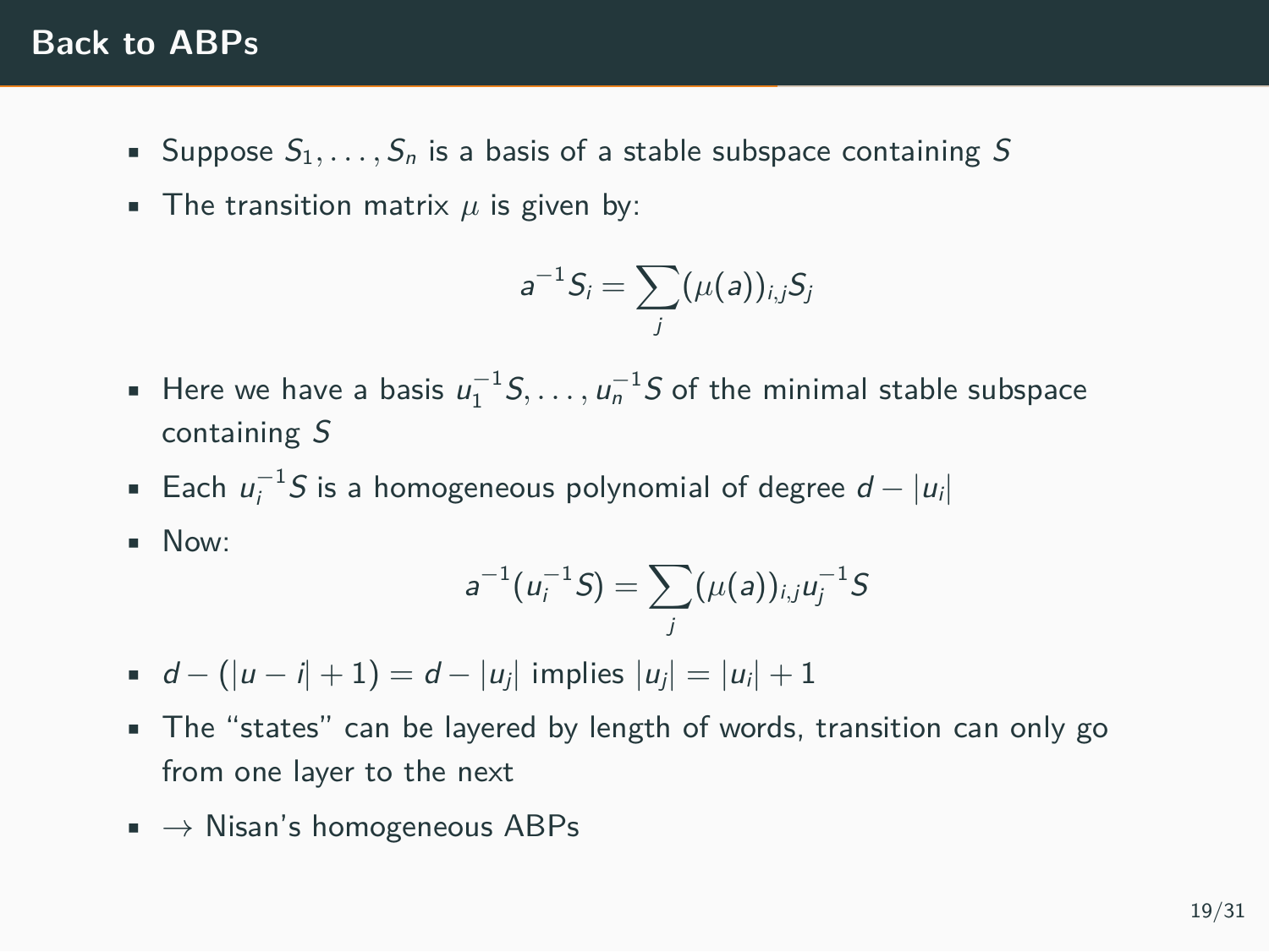## Back to ABPs

- Suppose $S_1, \ldots, S_n$ is a basis of a stable subspace containing $S$
- The transition matrix $\mu$ is given by:

$$a^{-1}S_i = \sum_j (\mu(a))_{i,j} S_j$$

- Here we have a basis $u_1^{-1}S, \ldots, u_n^{-1}S$ of the minimal stable subspace containing $S$
- Each $u_i^{-1}S$ is a homogeneous polynomial of degree $d - |u_i|$
- Now:

$$a^{-1}(u_i^{-1}S) = \sum_j (\mu(a))_{i,j} u_j^{-1}S$$

- $d - (|u - i| + 1) = d - |u_j|$ implies $|u_j| = |u_i| + 1$
- The "states" can be layered by length of words, transition can only go from one layer to the next
- $\rightarrow$ Nisan's homogeneous ABPs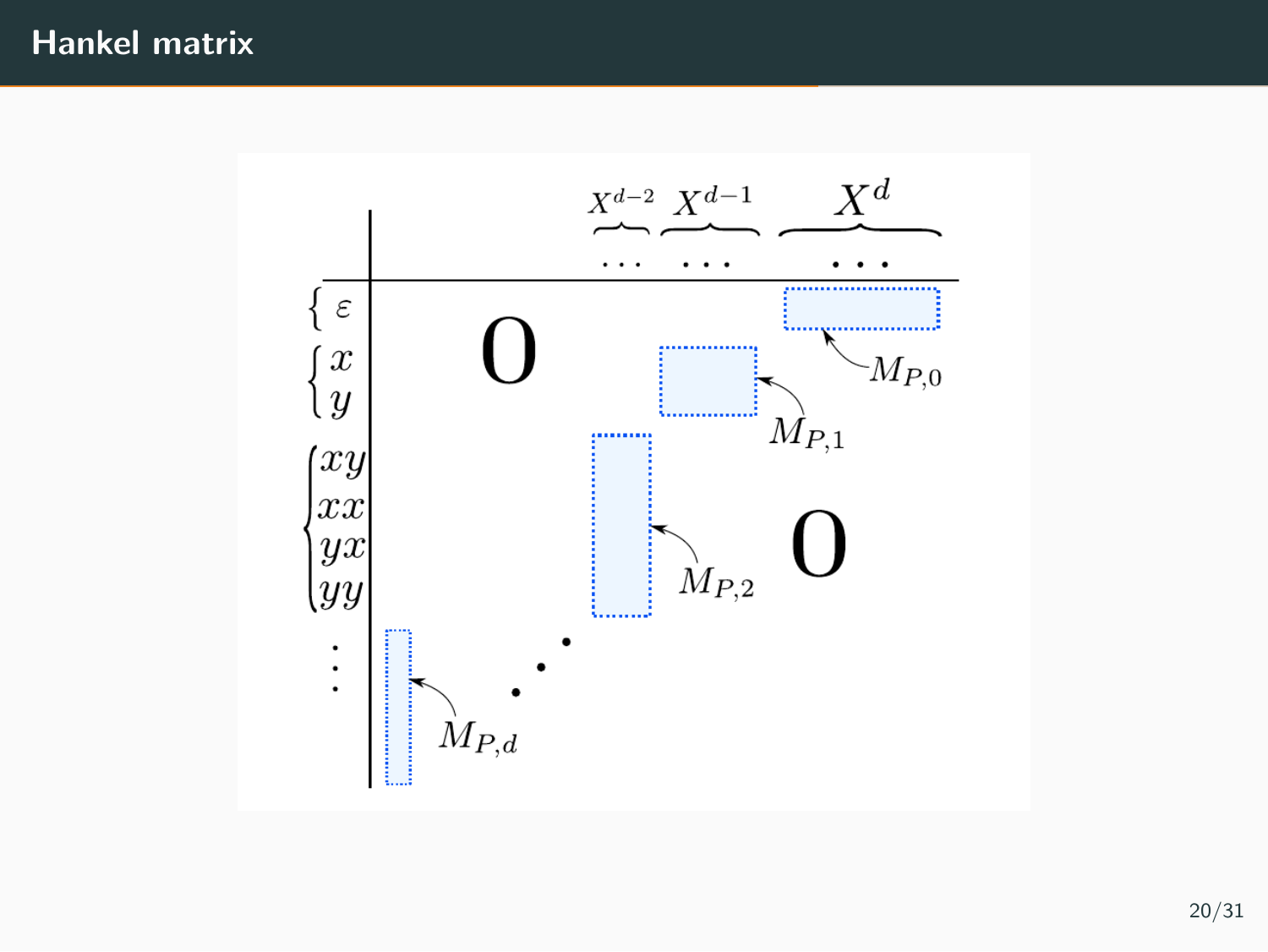## Hankel matrix

$X^{d-2}$ $X^{d-1}$ $X^{d}$

$\varepsilon$

$x$, $y$

$xy$, $xx$, $yx$, $yy$

$\mathbf{0}$ $\mathbf{0}$

$M_{P,0}$ $M_{P,1}$ $M_{P,2}$ $M_{P,d}$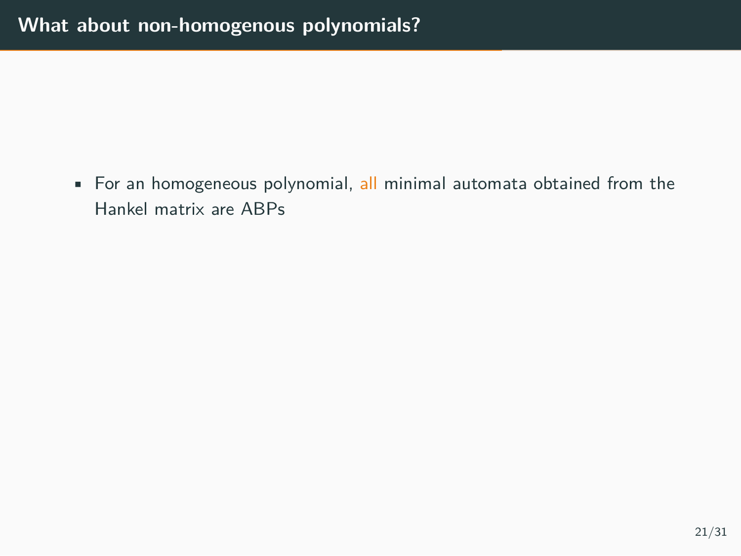# What about non-homogenous polynomials?

- For an homogeneous polynomial, all minimal automata obtained from the Hankel matrix are ABPs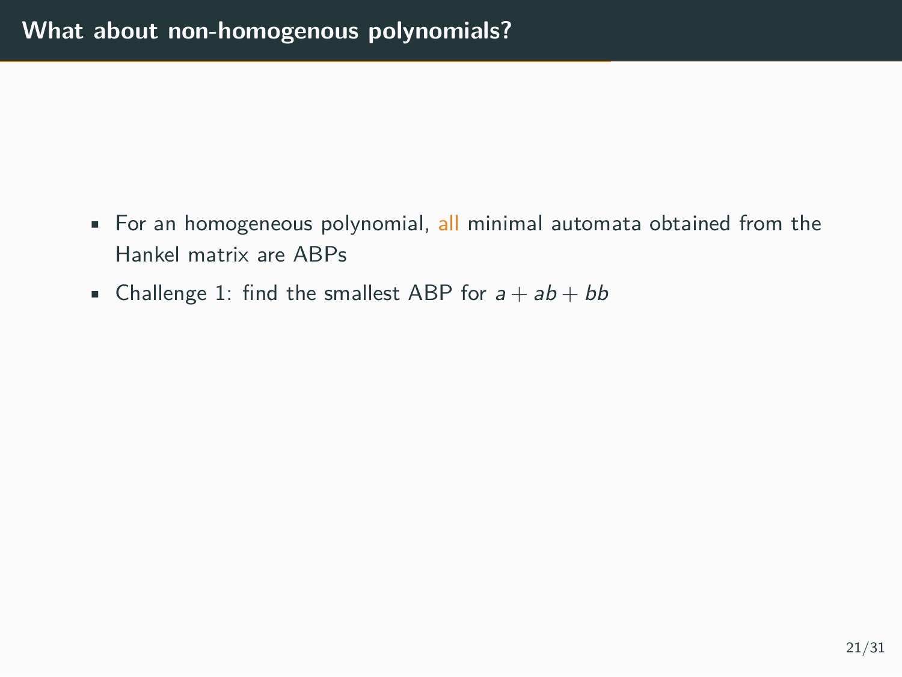# What about non-homogenous polynomials?

- For an homogeneous polynomial, all minimal automata obtained from the Hankel matrix are ABPs
- Challenge 1: find the smallest ABP for $a + ab + bb$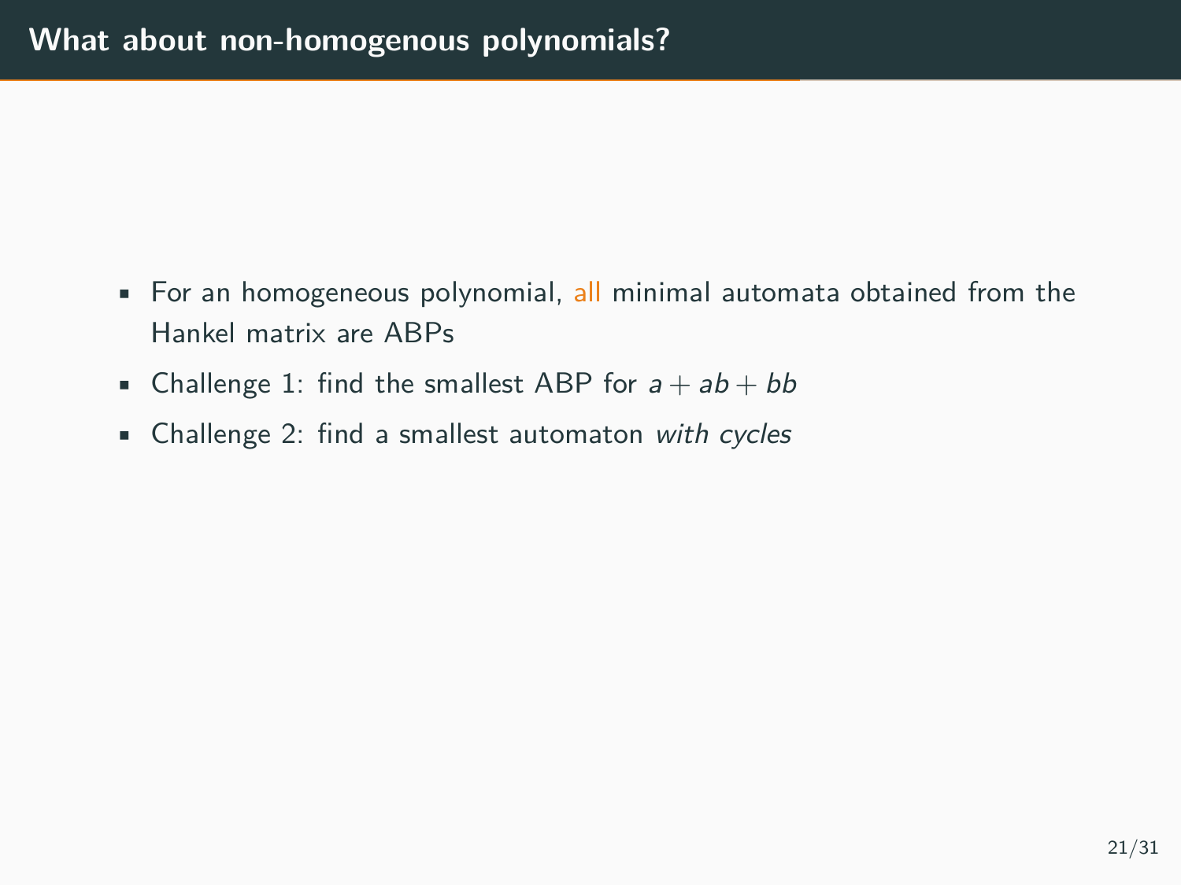## What about non-homogenous polynomials?

- For an homogeneous polynomial, all minimal automata obtained from the Hankel matrix are ABPs
- Challenge 1: find the smallest ABP for $a + ab + bb$
- Challenge 2: find a smallest automaton *with cycles*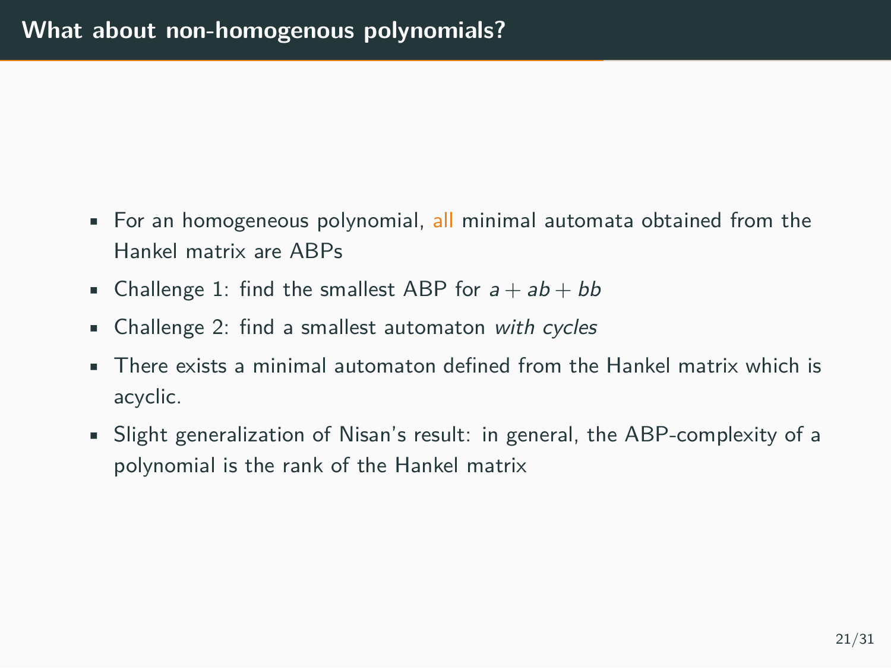## What about non-homogenous polynomials?

- For an homogeneous polynomial, all minimal automata obtained from the Hankel matrix are ABPs
- Challenge 1: find the smallest ABP for $a + ab + bb$
- Challenge 2: find a smallest automaton *with cycles*
- There exists a minimal automaton defined from the Hankel matrix which is acyclic.
- Slight generalization of Nisan's result: in general, the ABP-complexity of a polynomial is the rank of the Hankel matrix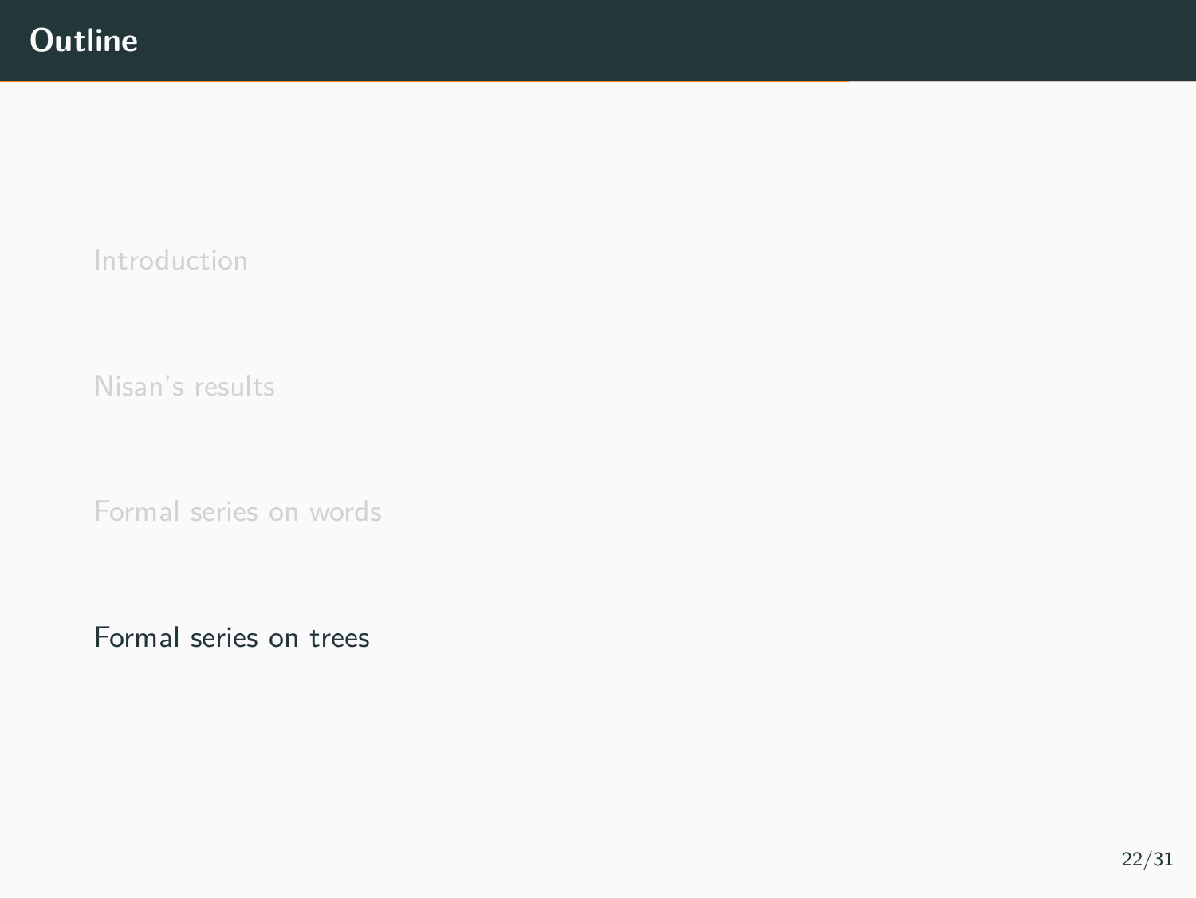# Outline

Introduction

Nisan's results

Formal series on words

Formal series on trees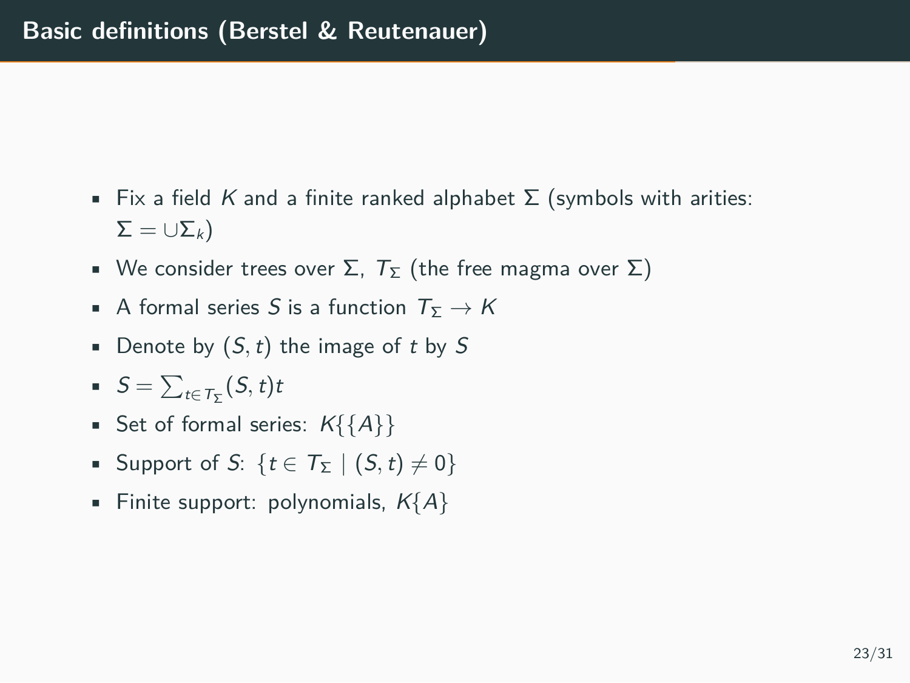# Basic definitions (Berstel & Reutenauer)

- Fix a field $K$ and a finite ranked alphabet $\Sigma$ (symbols with arities: $\Sigma = \cup \Sigma_k$)
- We consider trees over $\Sigma$, $T_\Sigma$ (the free magma over $\Sigma$)
- A formal series $S$ is a function $T_\Sigma \to K$
- Denote by $(S, t)$ the image of $t$ by $S$
- $S = \sum_{t \in T_\Sigma} (S, t) t$
- Set of formal series: $K\{\{A\}\}$
- Support of $S$: $\{t \in T_\Sigma \mid (S, t) \neq 0\}$
- Finite support: polynomials, $K\{A\}$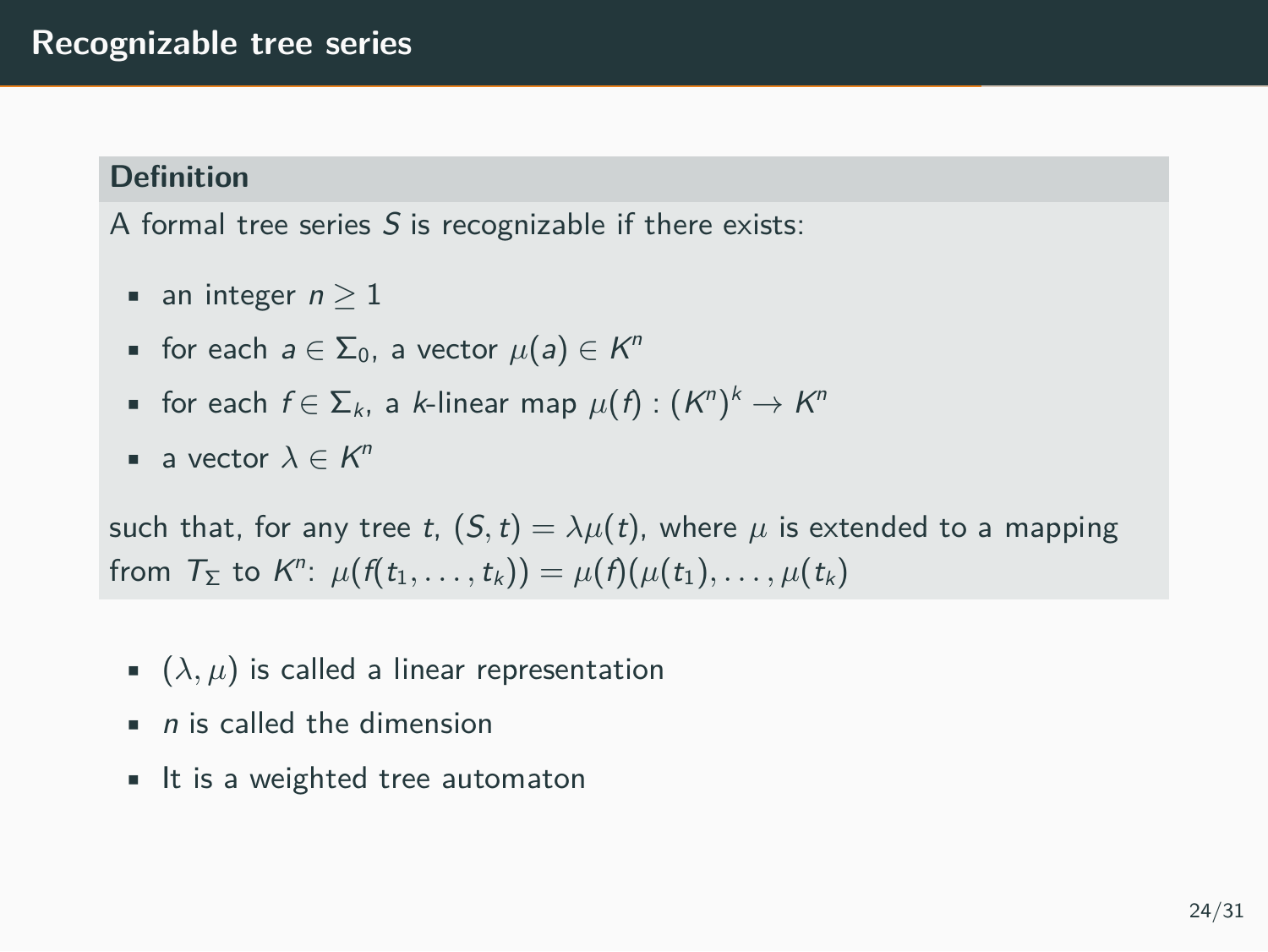# Recognizable tree series

**Definition**

A formal tree series $S$ is recognizable if there exists:

- an integer $n \geq 1$
- for each $a \in \Sigma_0$, a vector $\mu(a) \in K^n$
- for each $f \in \Sigma_k$, a $k$-linear map $\mu(f) : (K^n)^k \to K^n$
- a vector $\lambda \in K^n$

such that, for any tree $t$, $(S, t) = \lambda\mu(t)$, where $\mu$ is extended to a mapping from $T_\Sigma$ to $K^n$: $\mu(f(t_1, \ldots, t_k)) = \mu(f)(\mu(t_1), \ldots, \mu(t_k))$

- $(\lambda, \mu)$ is called a linear representation
- $n$ is called the dimension
- It is a weighted tree automaton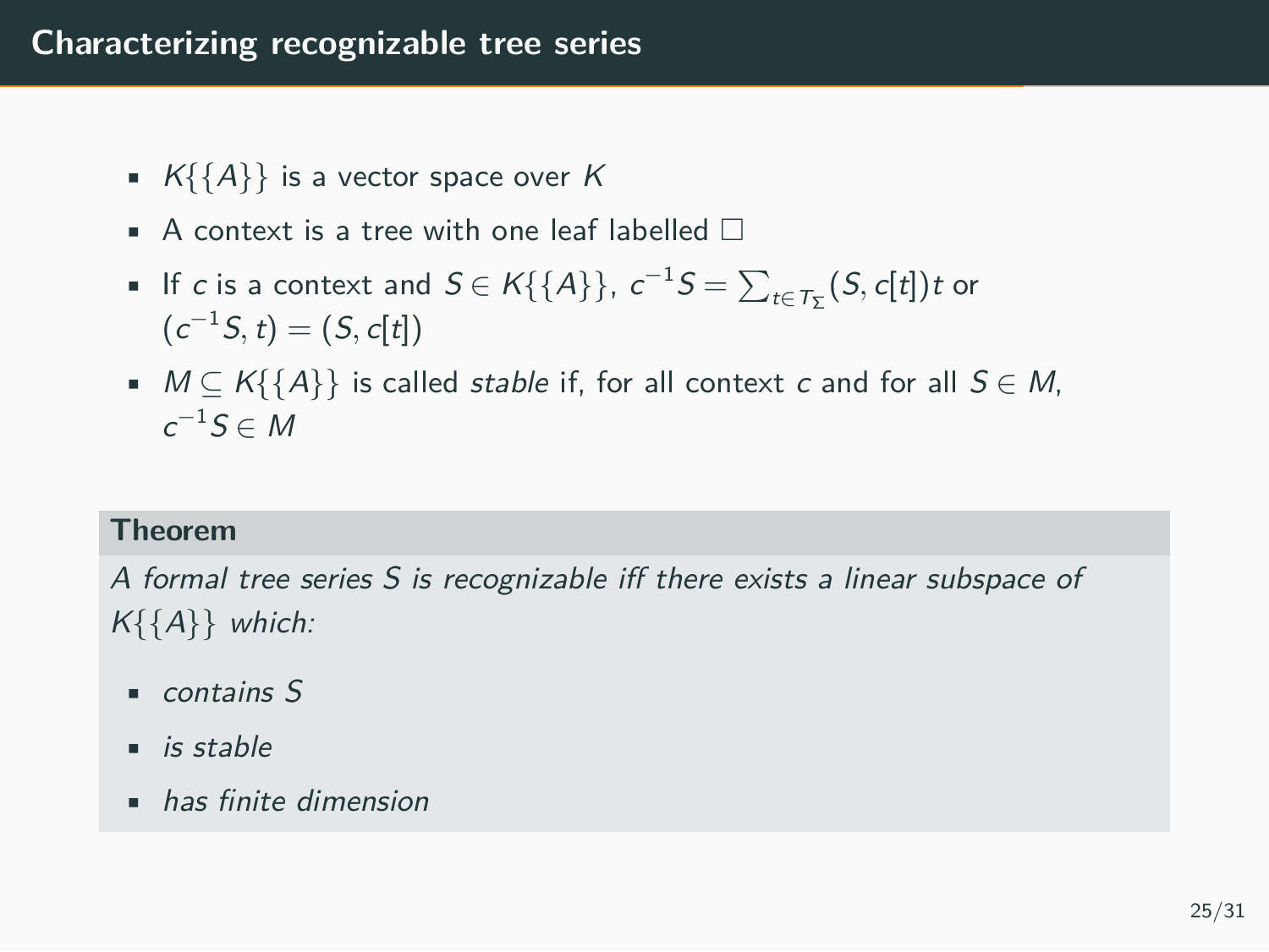# Characterizing recognizable tree series

- $K\{\{A\}\}$ is a vector space over $K$
- A context is a tree with one leaf labelled $\square$
- If $c$ is a context and $S \in K\{\{A\}\}$, $c^{-1}S = \sum_{t \in T_\Sigma} (S, c[t])t$ or $(c^{-1}S, t) = (S, c[t])$
- $M \subseteq K\{\{A\}\}$ is called *stable* if, for all context $c$ and for all $S \in M$, $c^{-1}S \in M$

**Theorem**

*A formal tree series $S$ is recognizable iff there exists a linear subspace of $K\{\{A\}\}$ which:*

- *contains $S$*
- *is stable*
- *has finite dimension*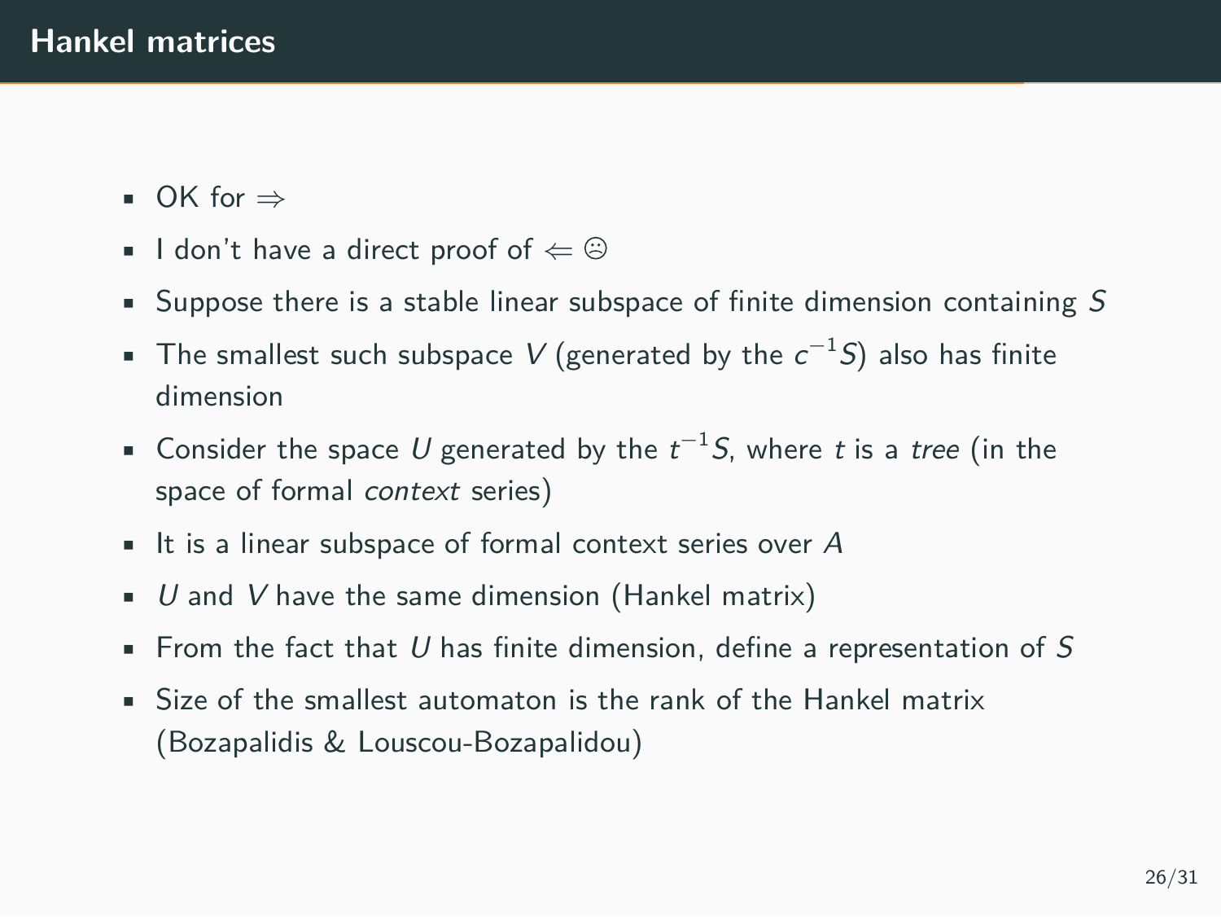## Hankel matrices

- OK for $\Rightarrow$
- I don't have a direct proof of $\Leftarrow$ ☹
- Suppose there is a stable linear subspace of finite dimension containing $S$
- The smallest such subspace $V$ (generated by the $c^{-1}S$) also has finite dimension
- Consider the space $U$ generated by the $t^{-1}S$, where $t$ is a *tree* (in the space of formal *context* series)
- It is a linear subspace of formal context series over $A$
- $U$ and $V$ have the same dimension (Hankel matrix)
- From the fact that $U$ has finite dimension, define a representation of $S$
- Size of the smallest automaton is the rank of the Hankel matrix (Bozapalidis & Louscou-Bozapalidou)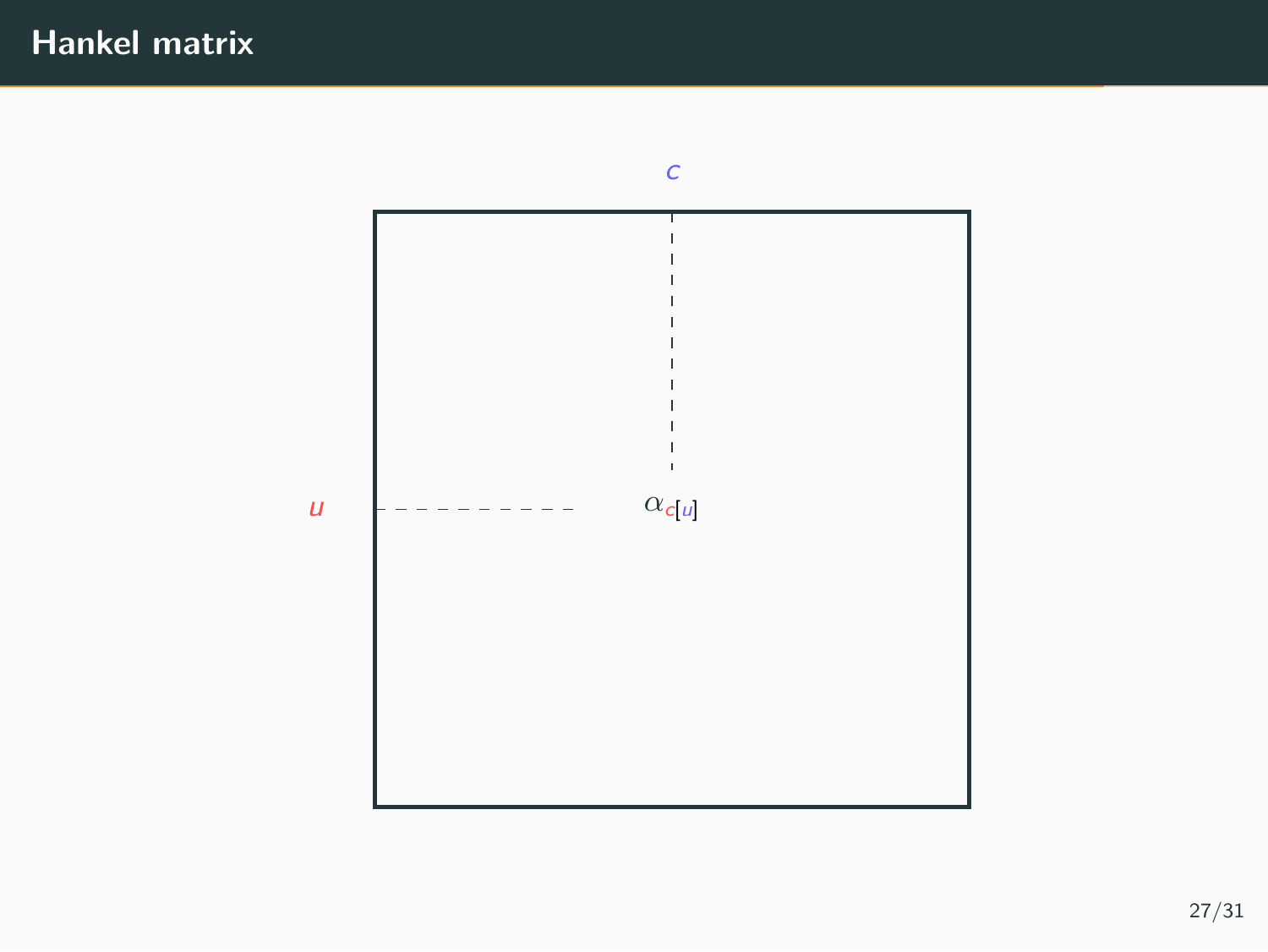# Hankel matrix

$c$

$u$

$\alpha_{c[u]}$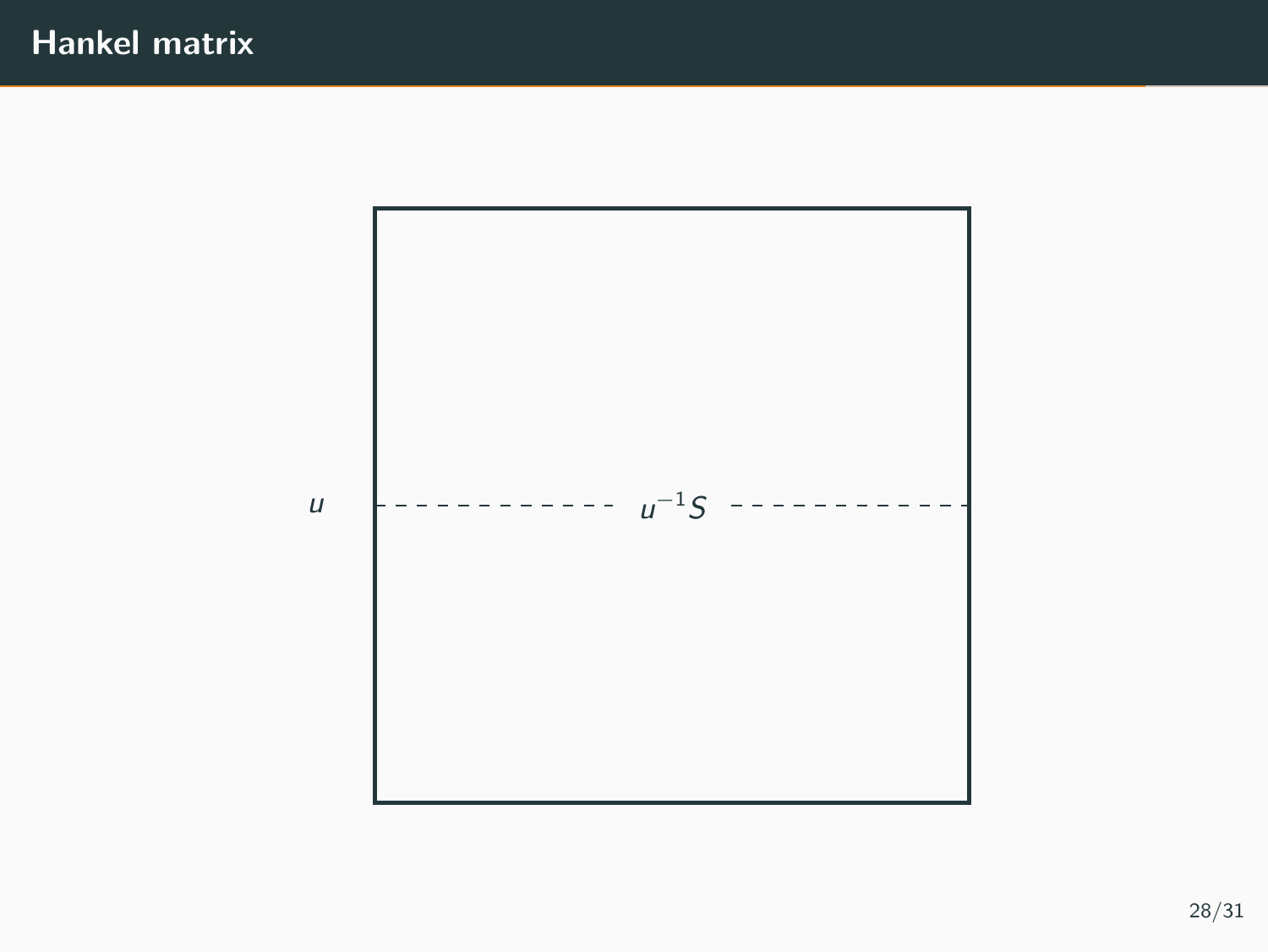# Hankel matrix

$u$ $u^{-1}S$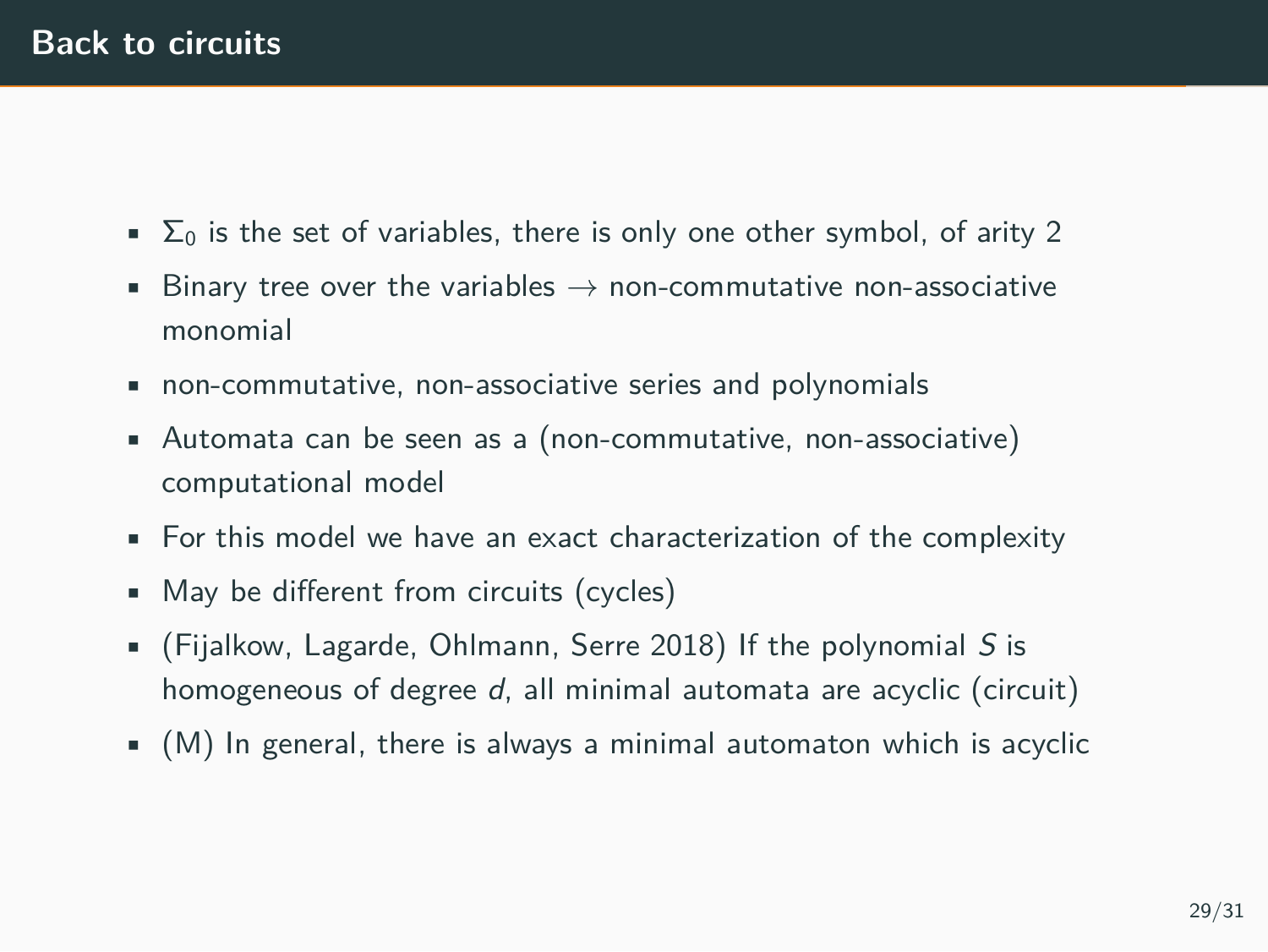# Back to circuits

- $\Sigma_0$ is the set of variables, there is only one other symbol, of arity 2
- Binary tree over the variables $\rightarrow$ non-commutative non-associative monomial
- non-commutative, non-associative series and polynomials
- Automata can be seen as a (non-commutative, non-associative) computational model
- For this model we have an exact characterization of the complexity
- May be different from circuits (cycles)
- (Fijalkow, Lagarde, Ohlmann, Serre 2018) If the polynomial $S$ is homogeneous of degree $d$, all minimal automata are acyclic (circuit)
- (M) In general, there is always a minimal automaton which is acyclic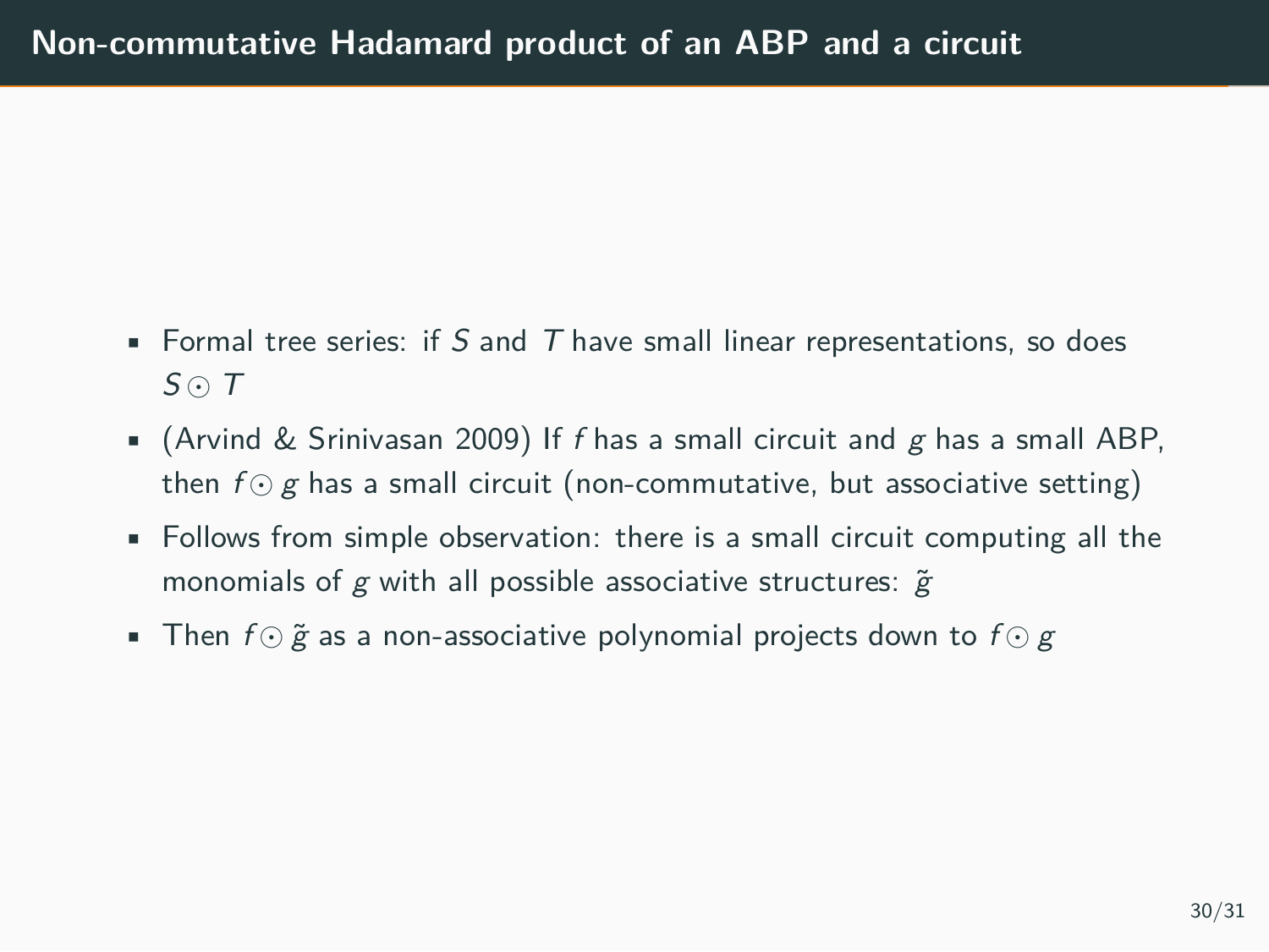## Non-commutative Hadamard product of an ABP and a circuit

- Formal tree series: if $S$ and $T$ have small linear representations, so does $S \odot T$
- (Arvind & Srinivasan 2009) If $f$ has a small circuit and $g$ has a small ABP, then $f \odot g$ has a small circuit (non-commutative, but associative setting)
- Follows from simple observation: there is a small circuit computing all the monomials of $g$ with all possible associative structures: $\tilde{g}$
- Then $f \odot \tilde{g}$ as a non-associative polynomial projects down to $f \odot g$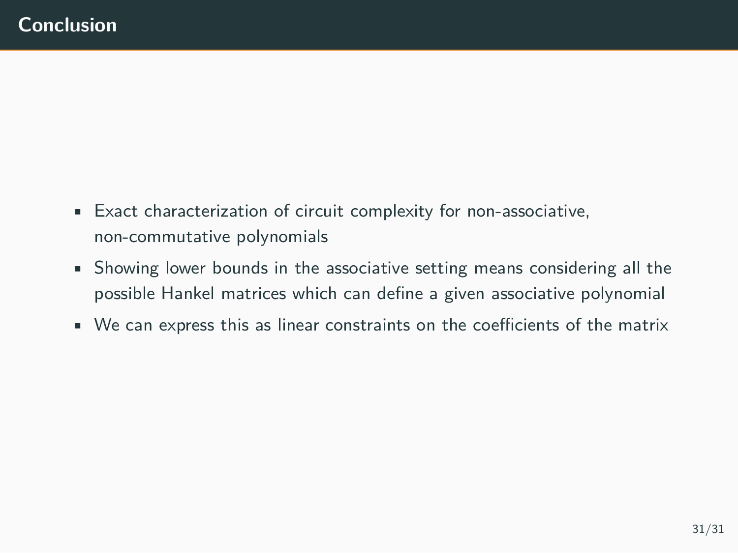# Conclusion

- Exact characterization of circuit complexity for non-associative, non-commutative polynomials
- Showing lower bounds in the associative setting means considering all the possible Hankel matrices which can define a given associative polynomial
- We can express this as linear constraints on the coefficients of the matrix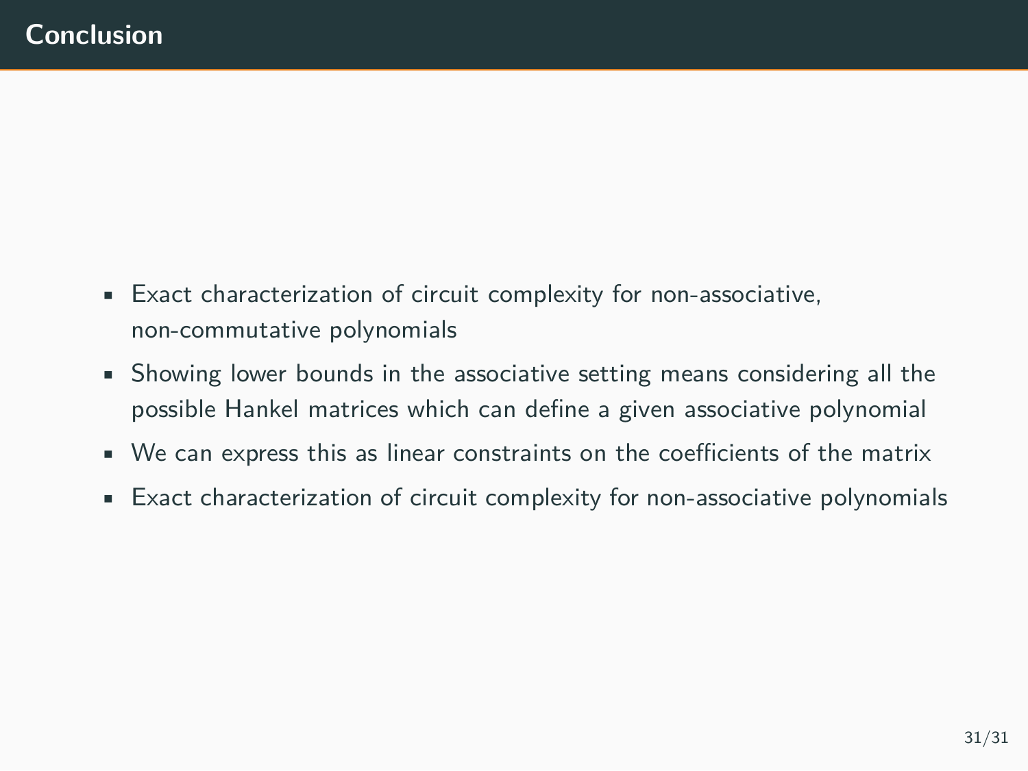# Conclusion

- Exact characterization of circuit complexity for non-associative, non-commutative polynomials
- Showing lower bounds in the associative setting means considering all the possible Hankel matrices which can define a given associative polynomial
- We can express this as linear constraints on the coefficients of the matrix
- Exact characterization of circuit complexity for non-associative polynomials